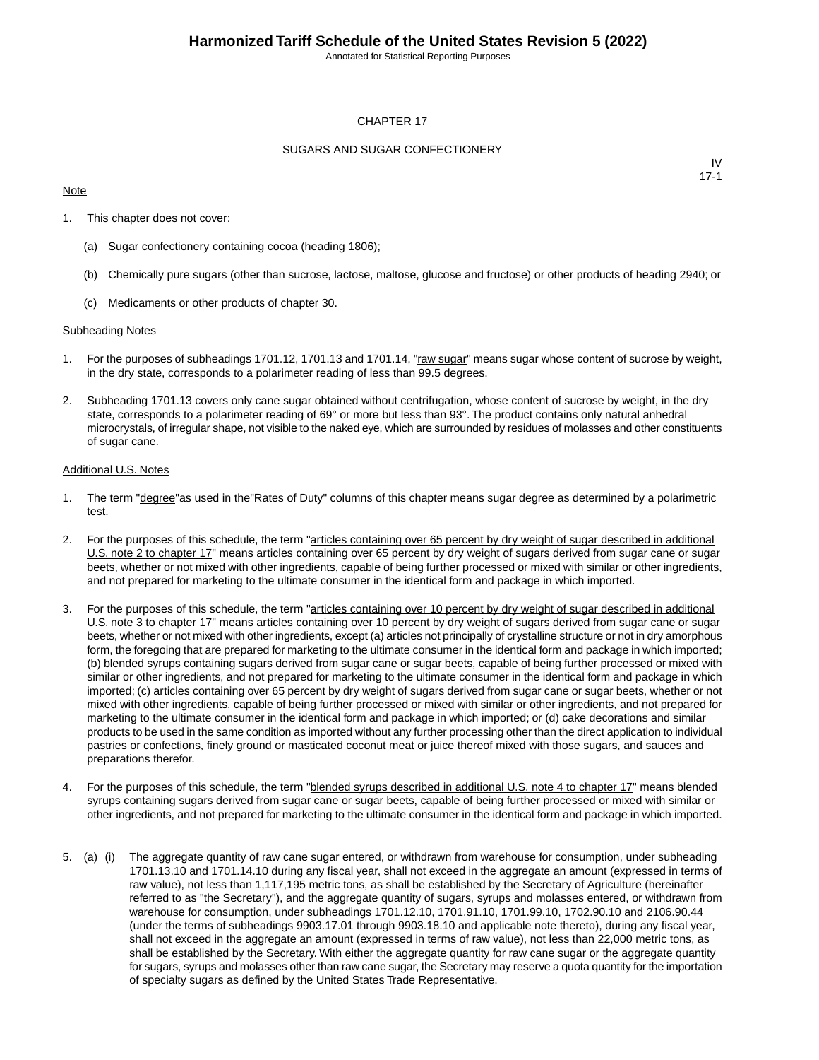# Harmonized Tariff Schedule of the United States Revision 5 (2022)

Annotated for Statistical Reporting Purposes

## CHAPTER 17

## SUGARS AND SUGAR CONFECTIONERY

IV
17-1

Note

1. This chapter does not cover:

   (a) Sugar confectionery containing cocoa (heading 1806);

   (b) Chemically pure sugars (other than sucrose, lactose, maltose, glucose and fructose) or other products of heading 2940; or

   (c) Medicaments or other products of chapter 30.

Subheading Notes

1. For the purposes of subheadings 1701.12, 1701.13 and 1701.14, "raw sugar" means sugar whose content of sucrose by weight, in the dry state, corresponds to a polarimeter reading of less than 99.5 degrees.

2. Subheading 1701.13 covers only cane sugar obtained without centrifugation, whose content of sucrose by weight, in the dry state, corresponds to a polarimeter reading of 69° or more but less than 93°. The product contains only natural anhedral microcrystals, of irregular shape, not visible to the naked eye, which are surrounded by residues of molasses and other constituents of sugar cane.

Additional U.S. Notes

1. The term "degree"as used in the"Rates of Duty" columns of this chapter means sugar degree as determined by a polarimetric test.

2. For the purposes of this schedule, the term "articles containing over 65 percent by dry weight of sugar described in additional U.S. note 2 to chapter 17" means articles containing over 65 percent by dry weight of sugars derived from sugar cane or sugar beets, whether or not mixed with other ingredients, capable of being further processed or mixed with similar or other ingredients, and not prepared for marketing to the ultimate consumer in the identical form and package in which imported.

3. For the purposes of this schedule, the term "articles containing over 10 percent by dry weight of sugar described in additional U.S. note 3 to chapter 17" means articles containing over 10 percent by dry weight of sugars derived from sugar cane or sugar beets, whether or not mixed with other ingredients, except (a) articles not principally of crystalline structure or not in dry amorphous form, the foregoing that are prepared for marketing to the ultimate consumer in the identical form and package in which imported; (b) blended syrups containing sugars derived from sugar cane or sugar beets, capable of being further processed or mixed with similar or other ingredients, and not prepared for marketing to the ultimate consumer in the identical form and package in which imported; (c) articles containing over 65 percent by dry weight of sugars derived from sugar cane or sugar beets, whether or not mixed with other ingredients, capable of being further processed or mixed with similar or other ingredients, and not prepared for marketing to the ultimate consumer in the identical form and package in which imported; or (d) cake decorations and similar products to be used in the same condition as imported without any further processing other than the direct application to individual pastries or confections, finely ground or masticated coconut meat or juice thereof mixed with those sugars, and sauces and preparations therefor.

4. For the purposes of this schedule, the term "blended syrups described in additional U.S. note 4 to chapter 17" means blended syrups containing sugars derived from sugar cane or sugar beets, capable of being further processed or mixed with similar or other ingredients, and not prepared for marketing to the ultimate consumer in the identical form and package in which imported.

5. (a) (i) The aggregate quantity of raw cane sugar entered, or withdrawn from warehouse for consumption, under subheading 1701.13.10 and 1701.14.10 during any fiscal year, shall not exceed in the aggregate an amount (expressed in terms of raw value), not less than 1,117,195 metric tons, as shall be established by the Secretary of Agriculture (hereinafter referred to as "the Secretary"), and the aggregate quantity of sugars, syrups and molasses entered, or withdrawn from warehouse for consumption, under subheadings 1701.12.10, 1701.91.10, 1701.99.10, 1702.90.10 and 2106.90.44 (under the terms of subheadings 9903.17.01 through 9903.18.10 and applicable note thereto), during any fiscal year, shall not exceed in the aggregate an amount (expressed in terms of raw value), not less than 22,000 metric tons, as shall be established by the Secretary. With either the aggregate quantity for raw cane sugar or the aggregate quantity for sugars, syrups and molasses other than raw cane sugar, the Secretary may reserve a quota quantity for the importation of specialty sugars as defined by the United States Trade Representative.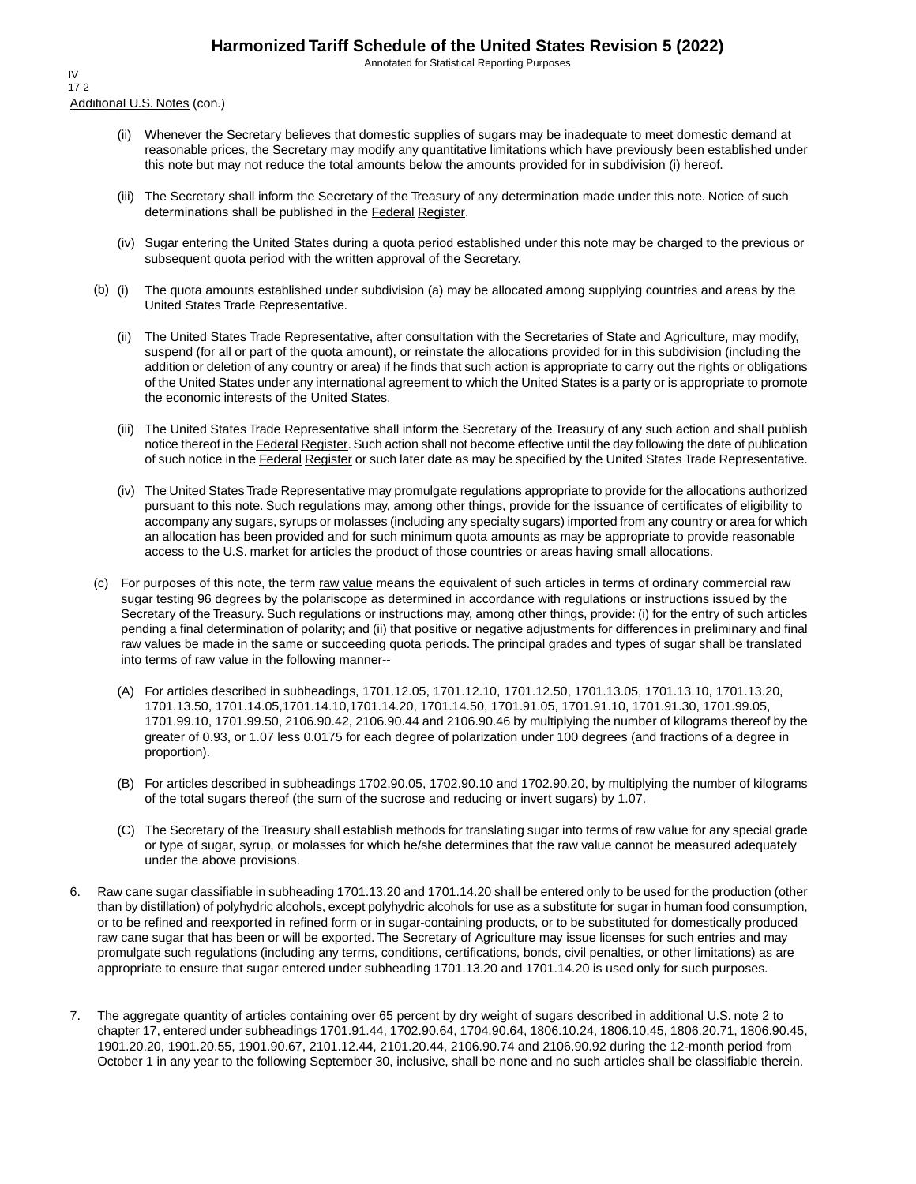Additional U.S. Notes (con.)

(ii) Whenever the Secretary believes that domestic supplies of sugars may be inadequate to meet domestic demand at reasonable prices, the Secretary may modify any quantitative limitations which have previously been established under this note but may not reduce the total amounts below the amounts provided for in subdivision (i) hereof.

(iii) The Secretary shall inform the Secretary of the Treasury of any determination made under this note. Notice of such determinations shall be published in the Federal Register.

(iv) Sugar entering the United States during a quota period established under this note may be charged to the previous or subsequent quota period with the written approval of the Secretary.

(b) (i) The quota amounts established under subdivision (a) may be allocated among supplying countries and areas by the United States Trade Representative.

(ii) The United States Trade Representative, after consultation with the Secretaries of State and Agriculture, may modify, suspend (for all or part of the quota amount), or reinstate the allocations provided for in this subdivision (including the addition or deletion of any country or area) if he finds that such action is appropriate to carry out the rights or obligations of the United States under any international agreement to which the United States is a party or is appropriate to promote the economic interests of the United States.

(iii) The United States Trade Representative shall inform the Secretary of the Treasury of any such action and shall publish notice thereof in the Federal Register. Such action shall not become effective until the day following the date of publication of such notice in the Federal Register or such later date as may be specified by the United States Trade Representative.

(iv) The United States Trade Representative may promulgate regulations appropriate to provide for the allocations authorized pursuant to this note. Such regulations may, among other things, provide for the issuance of certificates of eligibility to accompany any sugars, syrups or molasses (including any specialty sugars) imported from any country or area for which an allocation has been provided and for such minimum quota amounts as may be appropriate to provide reasonable access to the U.S. market for articles the product of those countries or areas having small allocations.

(c) For purposes of this note, the term raw value means the equivalent of such articles in terms of ordinary commercial raw sugar testing 96 degrees by the polariscope as determined in accordance with regulations or instructions issued by the Secretary of the Treasury. Such regulations or instructions may, among other things, provide: (i) for the entry of such articles pending a final determination of polarity; and (ii) that positive or negative adjustments for differences in preliminary and final raw values be made in the same or succeeding quota periods. The principal grades and types of sugar shall be translated into terms of raw value in the following manner--

(A) For articles described in subheadings, 1701.12.05, 1701.12.10, 1701.12.50, 1701.13.05, 1701.13.10, 1701.13.20, 1701.13.50, 1701.14.05,1701.14.10,1701.14.20, 1701.14.50, 1701.91.05, 1701.91.10, 1701.91.30, 1701.99.05, 1701.99.10, 1701.99.50, 2106.90.42, 2106.90.44 and 2106.90.46 by multiplying the number of kilograms thereof by the greater of 0.93, or 1.07 less 0.0175 for each degree of polarization under 100 degrees (and fractions of a degree in proportion).

(B) For articles described in subheadings 1702.90.05, 1702.90.10 and 1702.90.20, by multiplying the number of kilograms of the total sugars thereof (the sum of the sucrose and reducing or invert sugars) by 1.07.

(C) The Secretary of the Treasury shall establish methods for translating sugar into terms of raw value for any special grade or type of sugar, syrup, or molasses for which he/she determines that the raw value cannot be measured adequately under the above provisions.

6. Raw cane sugar classifiable in subheading 1701.13.20 and 1701.14.20 shall be entered only to be used for the production (other than by distillation) of polyhydric alcohols, except polyhydric alcohols for use as a substitute for sugar in human food consumption, or to be refined and reexported in refined form or in sugar-containing products, or to be substituted for domestically produced raw cane sugar that has been or will be exported. The Secretary of Agriculture may issue licenses for such entries and may promulgate such regulations (including any terms, conditions, certifications, bonds, civil penalties, or other limitations) as are appropriate to ensure that sugar entered under subheading 1701.13.20 and 1701.14.20 is used only for such purposes.

7. The aggregate quantity of articles containing over 65 percent by dry weight of sugars described in additional U.S. note 2 to chapter 17, entered under subheadings 1701.91.44, 1702.90.64, 1704.90.64, 1806.10.24, 1806.10.45, 1806.20.71, 1806.90.45, 1901.20.20, 1901.20.55, 1901.90.67, 2101.12.44, 2101.20.44, 2106.90.74 and 2106.90.92 during the 12-month period from October 1 in any year to the following September 30, inclusive, shall be none and no such articles shall be classifiable therein.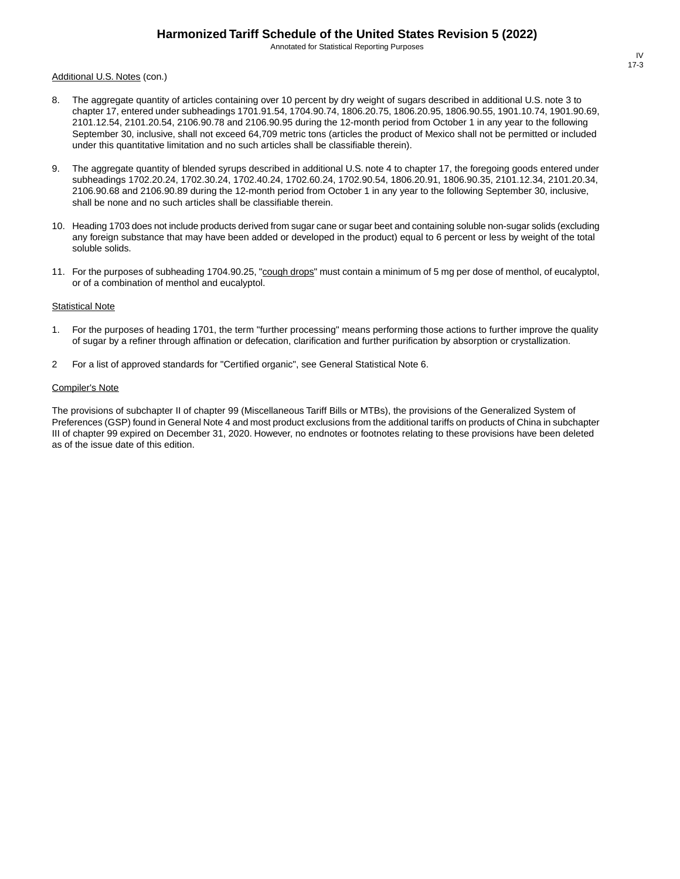Additional U.S. Notes (con.)

8. The aggregate quantity of articles containing over 10 percent by dry weight of sugars described in additional U.S. note 3 to chapter 17, entered under subheadings 1701.91.54, 1704.90.74, 1806.20.75, 1806.20.95, 1806.90.55, 1901.10.74, 1901.90.69, 2101.12.54, 2101.20.54, 2106.90.78 and 2106.90.95 during the 12-month period from October 1 in any year to the following September 30, inclusive, shall not exceed 64,709 metric tons (articles the product of Mexico shall not be permitted or included under this quantitative limitation and no such articles shall be classifiable therein).

9. The aggregate quantity of blended syrups described in additional U.S. note 4 to chapter 17, the foregoing goods entered under subheadings 1702.20.24, 1702.30.24, 1702.40.24, 1702.60.24, 1702.90.54, 1806.20.91, 1806.90.35, 2101.12.34, 2101.20.34, 2106.90.68 and 2106.90.89 during the 12-month period from October 1 in any year to the following September 30, inclusive, shall be none and no such articles shall be classifiable therein.

10. Heading 1703 does not include products derived from sugar cane or sugar beet and containing soluble non-sugar solids (excluding any foreign substance that may have been added or developed in the product) equal to 6 percent or less by weight of the total soluble solids.

11. For the purposes of subheading 1704.90.25, "cough drops" must contain a minimum of 5 mg per dose of menthol, of eucalyptol, or of a combination of menthol and eucalyptol.

Statistical Note

1. For the purposes of heading 1701, the term "further processing" means performing those actions to further improve the quality of sugar by a refiner through affination or defecation, clarification and further purification by absorption or crystallization.

2 For a list of approved standards for "Certified organic", see General Statistical Note 6.

Compiler's Note

The provisions of subchapter II of chapter 99 (Miscellaneous Tariff Bills or MTBs), the provisions of the Generalized System of Preferences (GSP) found in General Note 4 and most product exclusions from the additional tariffs on products of China in subchapter III of chapter 99 expired on December 31, 2020. However, no endnotes or footnotes relating to these provisions have been deleted as of the issue date of this edition.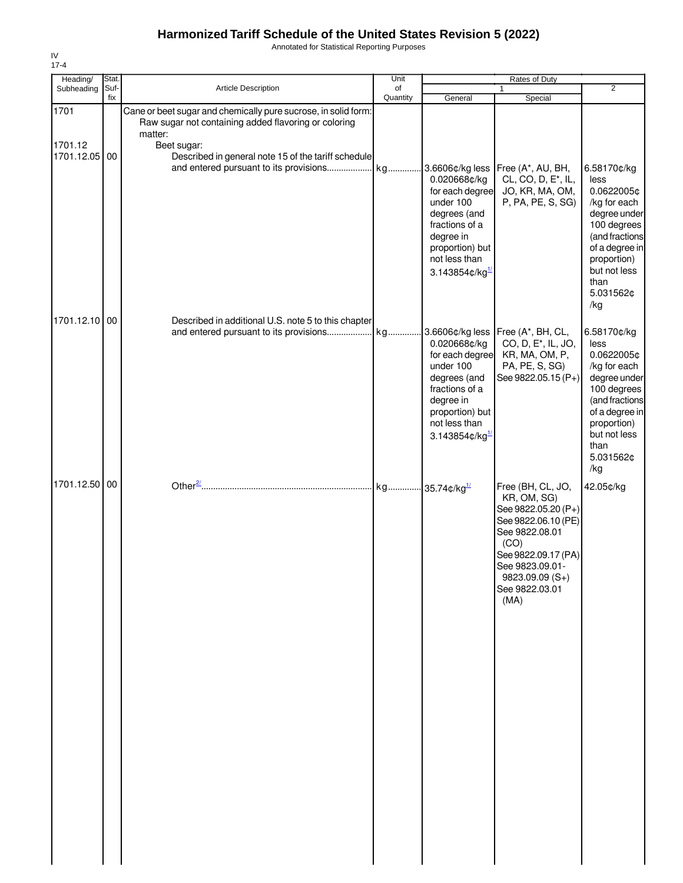# Harmonized Tariff Schedule of the United States Revision 5 (2022)

Annotated for Statistical Reporting Purposes

IV
17-4

| Heading/ Subheading | Stat. Suf-fix | Article Description | Unit of Quantity | Rates of Duty 1 General | Rates of Duty 1 Special | Rates of Duty 2 |
|---|---|---|---|---|---|---|
| 1701 | | Cane or beet sugar and chemically pure sucrose, in solid form: | | | | |
| | | Raw sugar not containing added flavoring or coloring matter: | | | | |
| 1701.12 | | Beet sugar: | | | | |
| 1701.12.05 | 00 | Described in general note 15 of the tariff schedule and entered pursuant to its provisions.................. | kg | 3.6606¢/kg less 0.020668¢/kg for each degree under 100 degrees (and fractions of a degree in proportion) but not less than 3.143854¢/kg[1/] | Free (A*, AU, BH, CL, CO, D, E*, IL, JO, KR, MA, OM, P, PA, PE, S, SG) | 6.58170¢/kg less 0.0622005¢/kg for each degree under 100 degrees (and fractions of a degree in proportion) but not less than 5.031562¢/kg |
| 1701.12.10 | 00 | Described in additional U.S. note 5 to this chapter and entered pursuant to its provisions.................. | kg | 3.6606¢/kg less 0.020668¢/kg for each degree under 100 degrees (and fractions of a degree in proportion) but not less than 3.143854¢/kg[1/] | Free (A*, BH, CL, CO, D, E*, IL, JO, KR, MA, OM, P, PA, PE, S, SG) See 9822.05.15 (P+) | 6.58170¢/kg less 0.0622005¢/kg for each degree under 100 degrees (and fractions of a degree in proportion) but not less than 5.031562¢/kg |
| 1701.12.50 | 00 | Other[2/]........................................................ | kg | 35.74¢/kg[1/] | Free (BH, CL, JO, KR, OM, SG) See 9822.05.20 (P+) See 9822.06.10 (PE) See 9822.08.01 (CO) See 9822.09.17 (PA) See 9823.09.01-9823.09.09 (S+) See 9822.03.01 (MA) | 42.05¢/kg |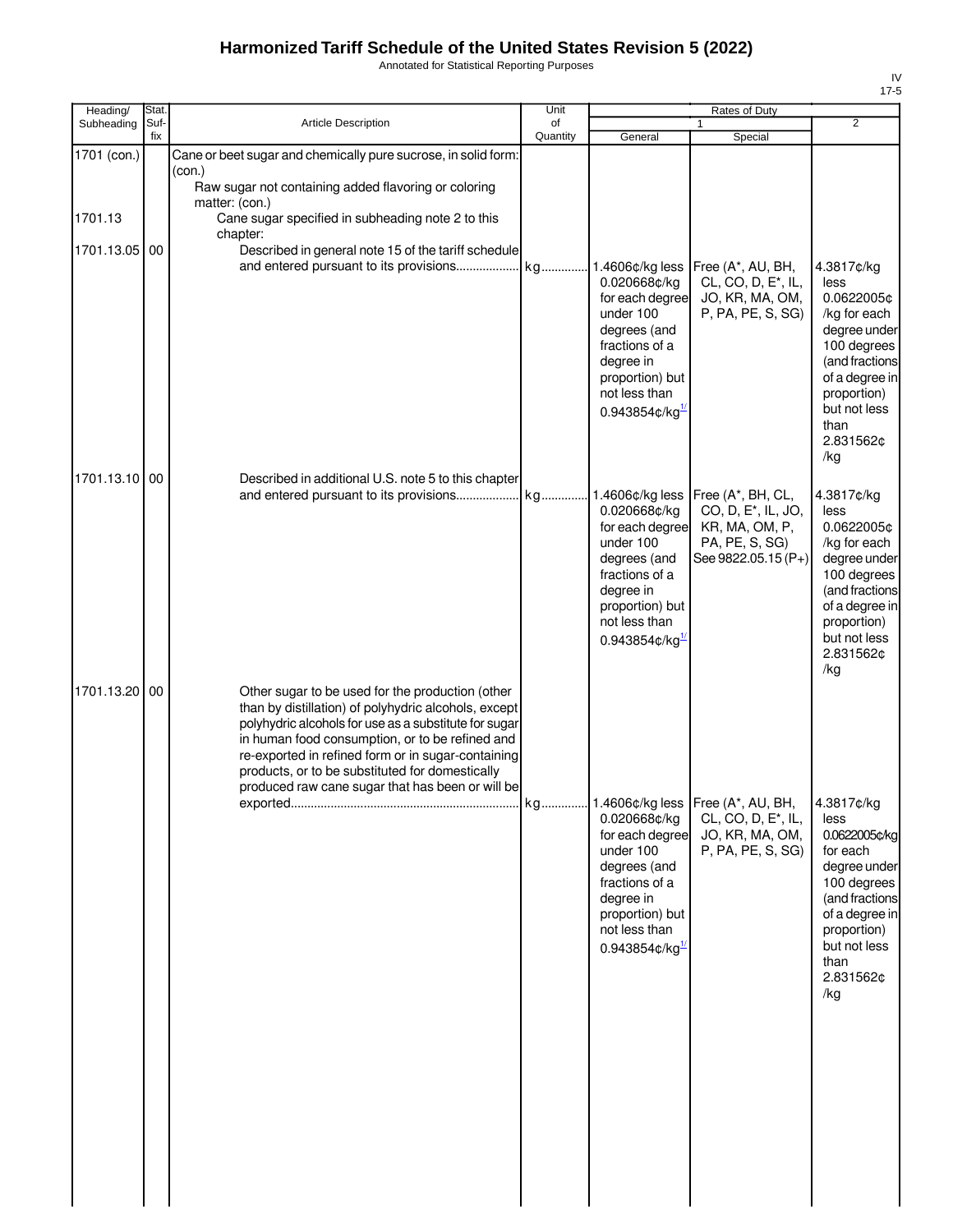# Harmonized Tariff Schedule of the United States Revision 5 (2022)

Annotated for Statistical Reporting Purposes

IV
17-5

| Heading/ Subheading | Stat. Suf- fix | Article Description | Unit of Quantity | Rates of Duty 1 General | Rates of Duty 1 Special | Rates of Duty 2 |
|---|---|---|---|---|---|---|
| 1701 (con.) | | Cane or beet sugar and chemically pure sucrose, in solid form: (con.) | | | | |
| | | Raw sugar not containing added flavoring or coloring matter: (con.) | | | | |
| 1701.13 | | Cane sugar specified in subheading note 2 to this chapter: | | | | |
| 1701.13.05 | 00 | Described in general note 15 of the tariff schedule and entered pursuant to its provisions | kg | 1.4606¢/kg less 0.020668¢/kg for each degree under 100 degrees (and fractions of a degree in proportion) but not less than 0.943854¢/kg[1/] | Free (A*, AU, BH, CL, CO, D, E*, IL, JO, KR, MA, OM, P, PA, PE, S, SG) | 4.3817¢/kg less 0.0622005¢/kg for each degree under 100 degrees (and fractions of a degree in proportion) but not less than 2.831562¢/kg |
| 1701.13.10 | 00 | Described in additional U.S. note 5 to this chapter and entered pursuant to its provisions | kg | 1.4606¢/kg less 0.020668¢/kg for each degree under 100 degrees (and fractions of a degree in proportion) but not less than 0.943854¢/kg[1/] | Free (A*, BH, CL, CO, D, E*, IL, JO, KR, MA, OM, P, PA, PE, S, SG) See 9822.05.15 (P+) | 4.3817¢/kg less 0.0622005¢/kg for each degree under 100 degrees (and fractions of a degree in proportion) but not less 2.831562¢/kg |
| 1701.13.20 | 00 | Other sugar to be used for the production (other than by distillation) of polyhydric alcohols, except polyhydric alcohols for use as a substitute for sugar in human food consumption, or to be refined and re-exported in refined form or in sugar-containing products, or to be substituted for domestically produced raw cane sugar that has been or will be exported | kg | 1.4606¢/kg less 0.020668¢/kg for each degree under 100 degrees (and fractions of a degree in proportion) but not less than 0.943854¢/kg[1/] | Free (A*, AU, BH, CL, CO, D, E*, IL, JO, KR, MA, OM, P, PA, PE, S, SG) | 4.3817¢/kg less 0.0622005¢/kg for each degree under 100 degrees (and fractions of a degree in proportion) but not less than 2.831562¢/kg |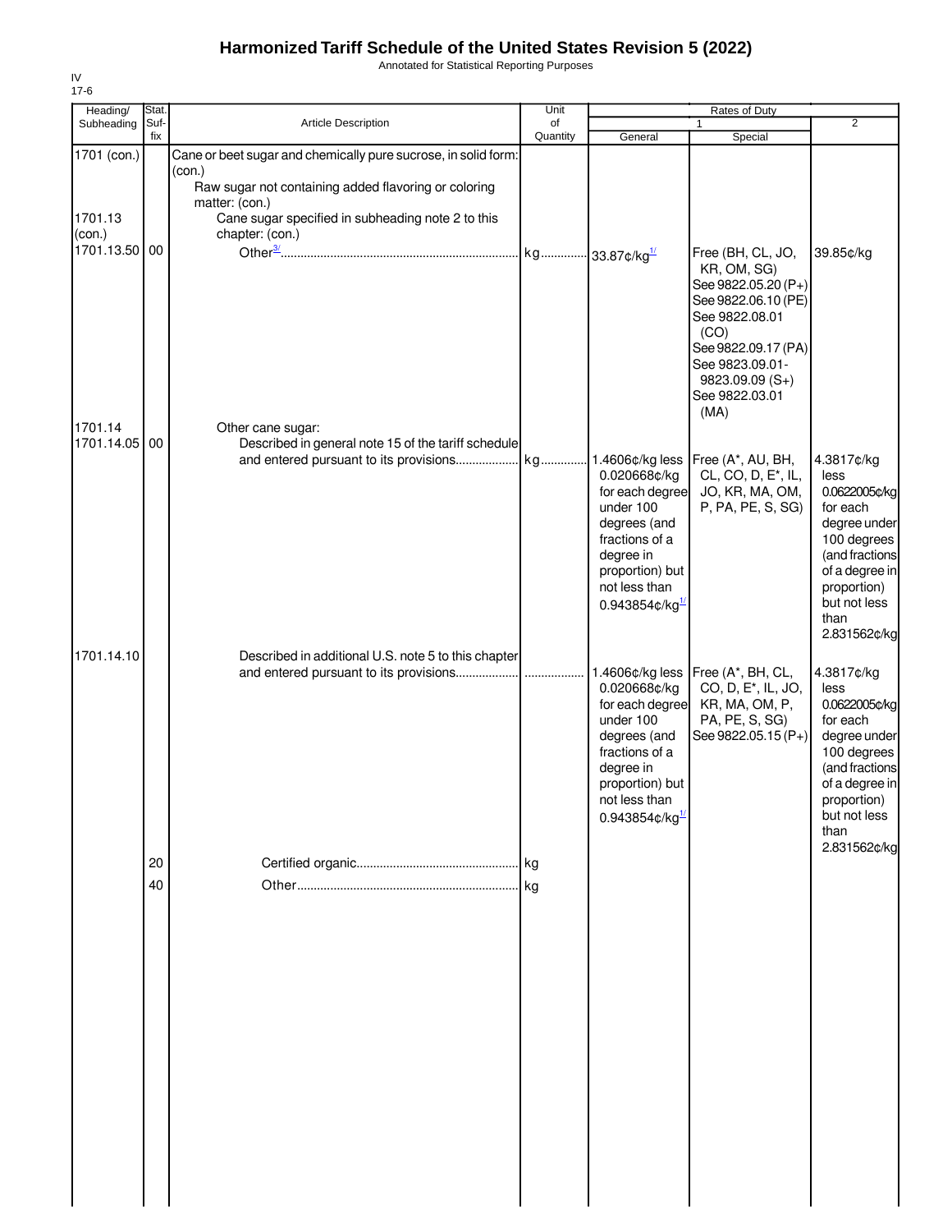# Harmonized Tariff Schedule of the United States Revision 5 (2022)

Annotated for Statistical Reporting Purposes

IV
17-6

| Heading/ Subheading | Stat. Suf-fix | Article Description | Unit of Quantity | Rates of Duty 1 General | Rates of Duty 1 Special | Rates of Duty 2 |
|---|---|---|---|---|---|---|
| 1701 (con.) | | Cane or beet sugar and chemically pure sucrose, in solid form: (con.) | | | | |
| | | Raw sugar not containing added flavoring or coloring matter: (con.) | | | | |
| 1701.13 (con.) | | Cane sugar specified in subheading note 2 to this chapter: (con.) | | | | |
| 1701.13.50 | 00 | Other[3/] | kg | 33.87¢/kg[1/] | Free (BH, CL, JO, KR, OM, SG) See 9822.05.20 (P+) See 9822.06.10 (PE) See 9822.08.01 (CO) See 9822.09.17 (PA) See 9823.09.01-9823.09.09 (S+) See 9822.03.01 (MA) | 39.85¢/kg |
| 1701.14 | | Other cane sugar: | | | | |
| 1701.14.05 | 00 | Described in general note 15 of the tariff schedule and entered pursuant to its provisions | kg | 1.4606¢/kg less 0.020668¢/kg for each degree under 100 degrees (and fractions of a degree in proportion) but not less than 0.943854¢/kg[1/] | Free (A*, AU, BH, CL, CO, D, E*, IL, JO, KR, MA, OM, P, PA, PE, S, SG) | 4.3817¢/kg less 0.0622005¢/kg for each degree under 100 degrees (and fractions of a degree in proportion) but not less than 2.831562¢/kg |
| 1701.14.10 | | Described in additional U.S. note 5 to this chapter and entered pursuant to its provisions | | 1.4606¢/kg less 0.020668¢/kg for each degree under 100 degrees (and fractions of a degree in proportion) but not less than 0.943854¢/kg[1/] | Free (A*, BH, CL, CO, D, E*, IL, JO, KR, MA, OM, P, PA, PE, S, SG) See 9822.05.15 (P+) | 4.3817¢/kg less 0.0622005¢/kg for each degree under 100 degrees (and fractions of a degree in proportion) but not less than 2.831562¢/kg |
| | 20 | Certified organic | kg | | | |
| | 40 | Other | kg | | | |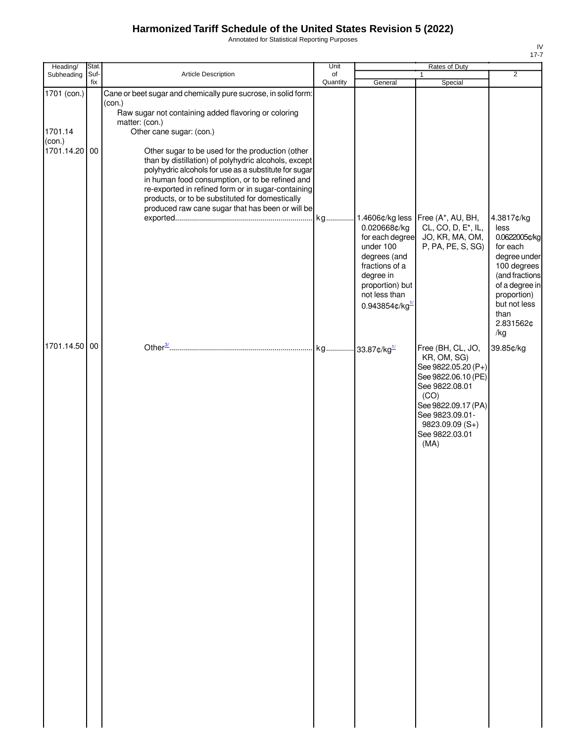# Harmonized Tariff Schedule of the United States Revision 5 (2022)

Annotated for Statistical Reporting Purposes

IV
17-7

| Heading/ Subheading | Stat. Suf- fix | Article Description | Unit of Quantity | Rates of Duty 1 General | Special | 2 |
|---|---|---|---|---|---|---|
| 1701 (con.) | | Cane or beet sugar and chemically pure sucrose, in solid form: (con.) | | | | |
| | | Raw sugar not containing added flavoring or coloring matter: (con.) | | | | |
| 1701.14 (con.) | | Other cane sugar: (con.) | | | | |
| 1701.14.20 | 00 | Other sugar to be used for the production (other than by distillation) of polyhydric alcohols, except polyhydric alcohols for use as a substitute for sugar in human food consumption, or to be refined and re-exported in refined form or in sugar-containing products, or to be substituted for domestically produced raw cane sugar that has been or will be exported | kg | 1.4606¢/kg less 0.020668¢/kg for each degree under 100 degrees (and fractions of a degree in proportion) but not less than 0.943854¢/kg[1/] | Free (A*, AU, BH, CL, CO, D, E*, IL, JO, KR, MA, OM, P, PA, PE, S, SG) | 4.3817¢/kg less 0.0622005¢/kg for each degree under 100 degrees (and fractions of a degree in proportion) but not less than 2.831562¢ /kg |
| 1701.14.50 | 00 | Other[3/] | kg | 33.87¢/kg[1/] | Free (BH, CL, JO, KR, OM, SG) See 9822.05.20 (P+) See 9822.06.10 (PE) See 9822.08.01 (CO) See 9822.09.17 (PA) See 9823.09.01-9823.09.09 (S+) See 9822.03.01 (MA) | 39.85¢/kg |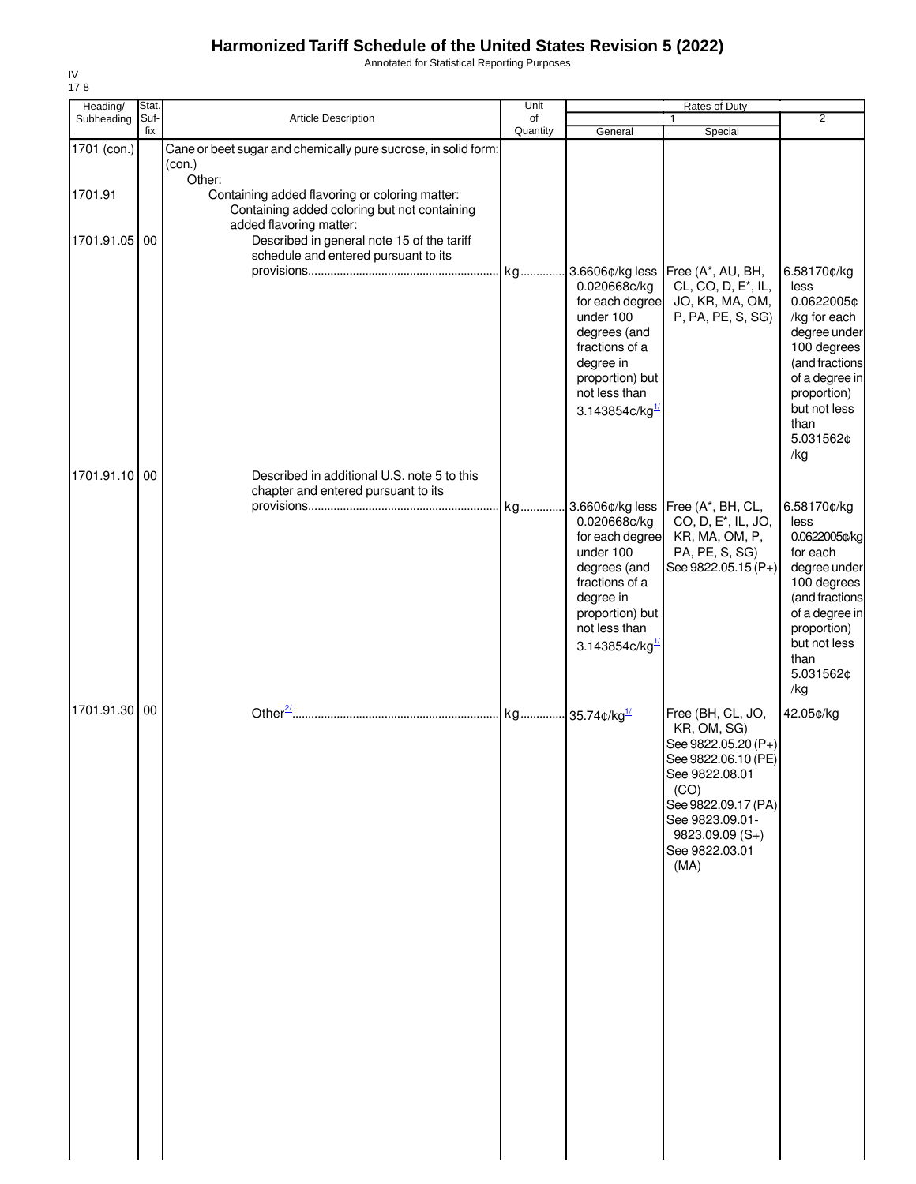# Harmonized Tariff Schedule of the United States Revision 5 (2022)

Annotated for Statistical Reporting Purposes

IV
17-8

| Heading/ Subheading | Stat. Suf- fix | Article Description | Unit of Quantity | Rates of Duty 1 General | Rates of Duty 1 Special | Rates of Duty 2 |
|---|---|---|---|---|---|---|
| 1701 (con.) | | Cane or beet sugar and chemically pure sucrose, in solid form: (con.) | | | | |
| | | Other: | | | | |
| 1701.91 | | Containing added flavoring or coloring matter: | | | | |
| | | Containing added coloring but not containing added flavoring matter: | | | | |
| 1701.91.05 | 00 | Described in general note 15 of the tariff schedule and entered pursuant to its provisions | kg | 3.6606¢/kg less 0.020668¢/kg for each degree under 100 degrees (and fractions of a degree in proportion) but not less than 3.143854¢/kg[1/] | Free (A*, AU, BH, CL, CO, D, E*, IL, JO, KR, MA, OM, P, PA, PE, S, SG) | 6.58170¢/kg less 0.0622005¢/kg for each degree under 100 degrees (and fractions of a degree in proportion) but not less than 5.031562¢/kg |
| 1701.91.10 | 00 | Described in additional U.S. note 5 to this chapter and entered pursuant to its provisions | kg | 3.6606¢/kg less 0.020668¢/kg for each degree under 100 degrees (and fractions of a degree in proportion) but not less than 3.143854¢/kg[1/] | Free (A*, BH, CL, CO, D, E*, IL, JO, KR, MA, OM, P, PA, PE, S, SG) See 9822.05.15 (P+) | 6.58170¢/kg less 0.0622005¢/kg for each degree under 100 degrees (and fractions of a degree in proportion) but not less than 5.031562¢/kg |
| 1701.91.30 | 00 | Other[2/] | kg | 35.74¢/kg[1/] | Free (BH, CL, JO, KR, OM, SG) See 9822.05.20 (P+) See 9822.06.10 (PE) See 9822.08.01 (CO) See 9822.09.17 (PA) See 9823.09.01-9823.09.09 (S+) See 9822.03.01 (MA) | 42.05¢/kg |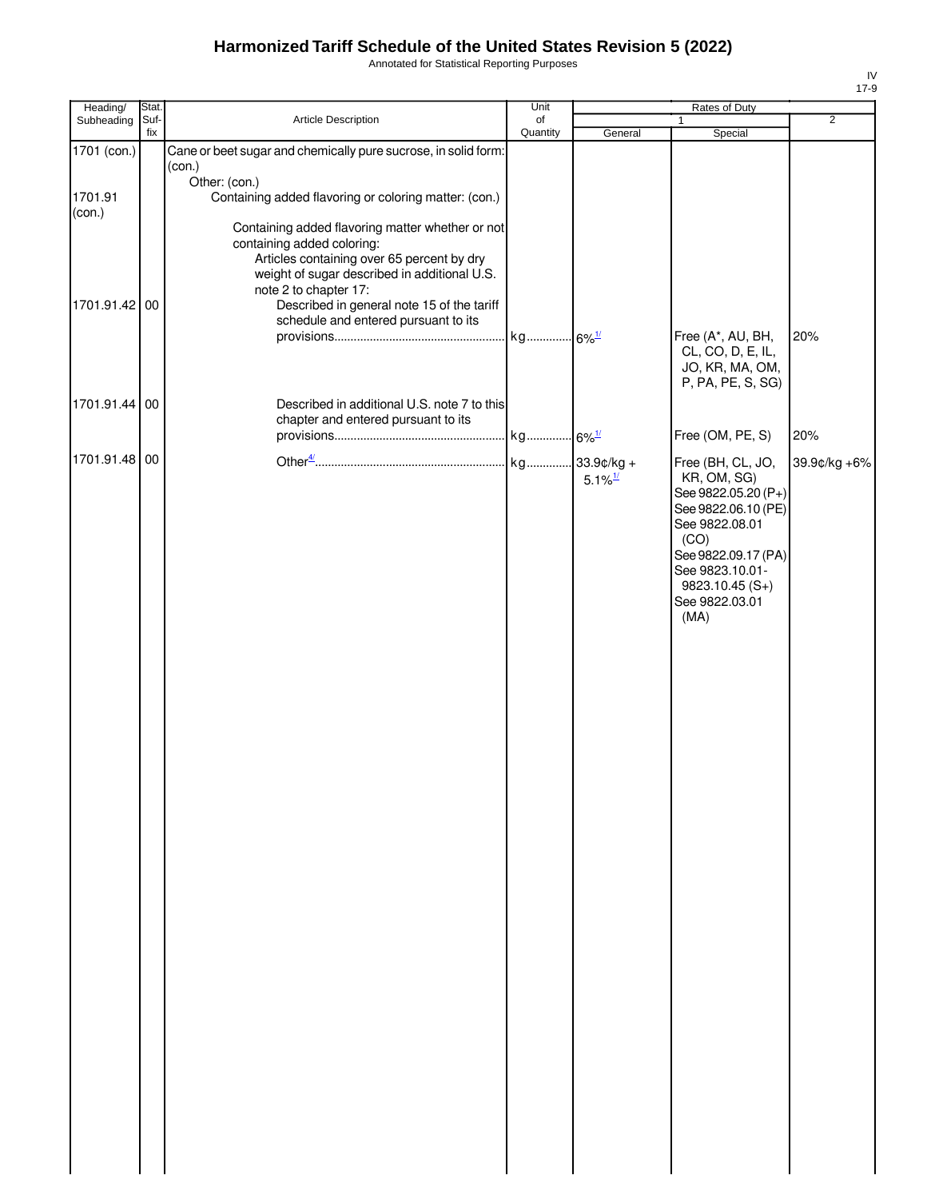# Harmonized Tariff Schedule of the United States Revision 5 (2022)

Annotated for Statistical Reporting Purposes

IV
17-9

| Heading/ Subheading | Stat. Suf- fix | Article Description | Unit of Quantity | Rates of Duty 1 General | Special | 2 |
|---|---|---|---|---|---|---|
| 1701 (con.) | | Cane or beet sugar and chemically pure sucrose, in solid form: (con.) | | | | |
| | | Other: (con.) | | | | |
| 1701.91 (con.) | | Containing added flavoring or coloring matter: (con.) | | | | |
| | | Containing added flavoring matter whether or not containing added coloring: | | | | |
| | | Articles containing over 65 percent by dry weight of sugar described in additional U.S. note 2 to chapter 17: | | | | |
| 1701.91.42 | 00 | Described in general note 15 of the tariff schedule and entered pursuant to its provisions | kg | 6%[1/] | Free (A*, AU, BH, CL, CO, D, E, IL, JO, KR, MA, OM, P, PA, PE, S, SG) | 20% |
| 1701.91.44 | 00 | Described in additional U.S. note 7 to this chapter and entered pursuant to its provisions | kg | 6%[1/] | Free (OM, PE, S) | 20% |
| 1701.91.48 | 00 | Other[4/] | kg | 33.9¢/kg + 5.1%[1/] | Free (BH, CL, JO, KR, OM, SG) See 9822.05.20 (P+) See 9822.06.10 (PE) See 9822.08.01 (CO) See 9822.09.17 (PA) See 9823.10.01-9823.10.45 (S+) See 9822.03.01 (MA) | 39.9¢/kg +6% |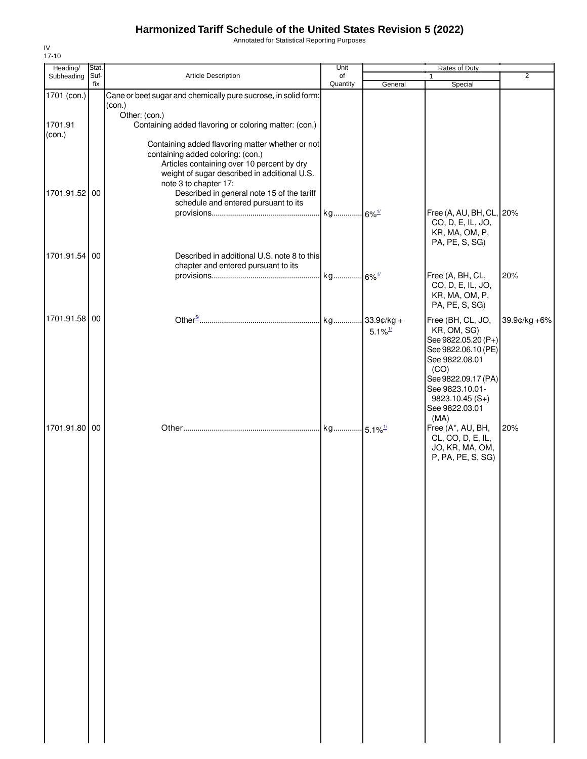# Harmonized Tariff Schedule of the United States Revision 5 (2022)

Annotated for Statistical Reporting Purposes

IV
17-10

| Heading/ Subheading | Stat. Suf- fix | Article Description | Unit of Quantity | Rates of Duty 1 General | Special | 2 |
|---|---|---|---|---|---|---|
| 1701 (con.) | | Cane or beet sugar and chemically pure sucrose, in solid form: (con.) | | | | |
| | | Other: (con.) | | | | |
| 1701.91 (con.) | | Containing added flavoring or coloring matter: (con.) | | | | |
| | | Containing added flavoring matter whether or not containing added coloring: (con.) | | | | |
| | | Articles containing over 10 percent by dry weight of sugar described in additional U.S. note 3 to chapter 17: | | | | |
| 1701.91.52 | 00 | Described in general note 15 of the tariff schedule and entered pursuant to its provisions | kg | 6%[1/] | Free (A, AU, BH, CL, CO, D, E, IL, JO, KR, MA, OM, P, PA, PE, S, SG) | 20% |
| 1701.91.54 | 00 | Described in additional U.S. note 8 to this chapter and entered pursuant to its provisions | kg | 6%[1/] | Free (A, BH, CL, CO, D, E, IL, JO, KR, MA, OM, P, PA, PE, S, SG) | 20% |
| 1701.91.58 | 00 | Other[5/] | kg | 33.9¢/kg + 5.1%[1/] | Free (BH, CL, JO, KR, OM, SG) See 9822.05.20 (P+) See 9822.06.10 (PE) See 9822.08.01 (CO) See 9822.09.17 (PA) See 9823.10.01-9823.10.45 (S+) See 9822.03.01 (MA) | 39.9¢/kg +6% |
| 1701.91.80 | 00 | Other | kg | 5.1%[1/] | Free (A*, AU, BH, CL, CO, D, E, IL, JO, KR, MA, OM, P, PA, PE, S, SG) | 20% |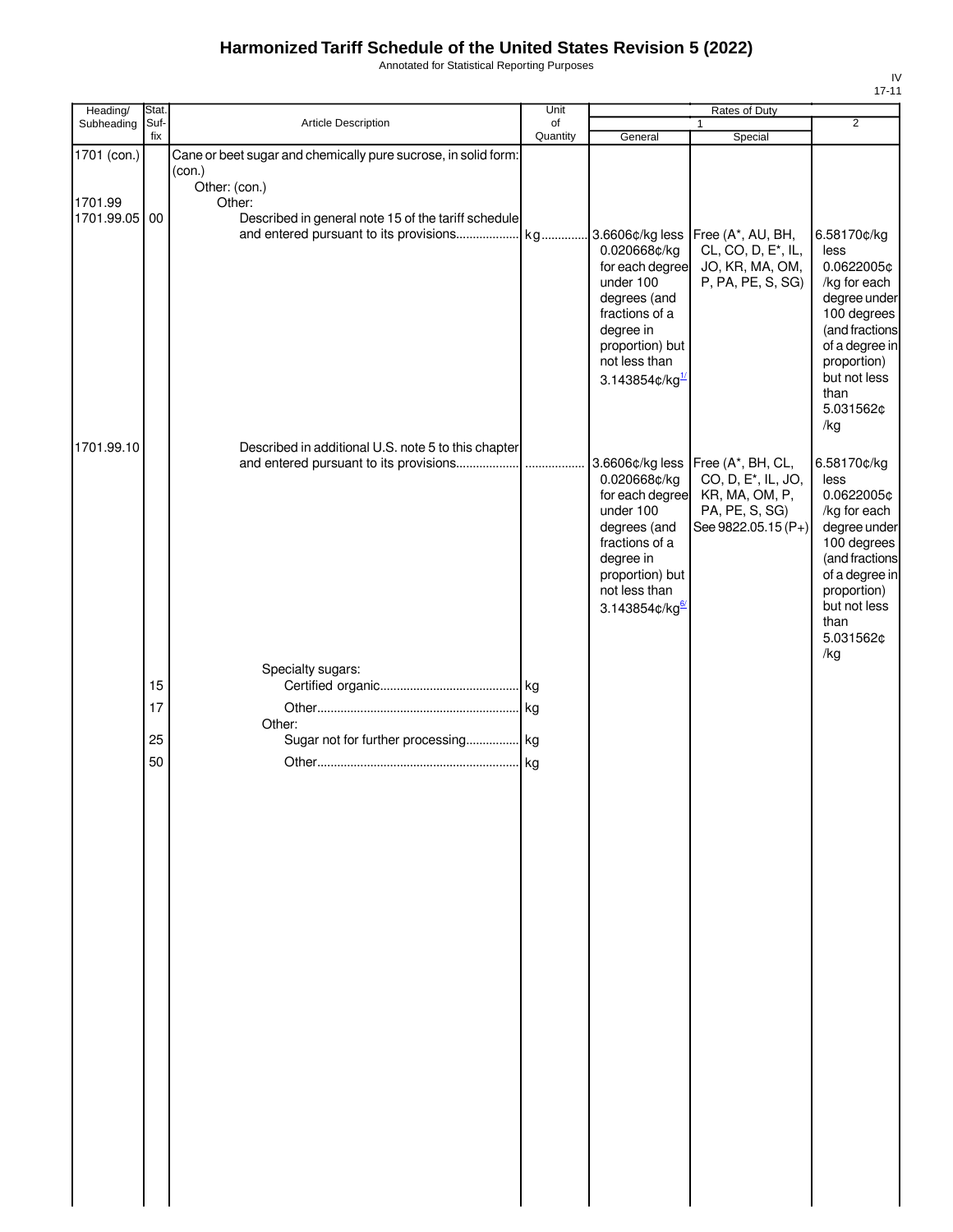# Harmonized Tariff Schedule of the United States Revision 5 (2022)

Annotated for Statistical Reporting Purposes

IV
17-11

| Heading/ Subheading | Stat. Suf- fix | Article Description | Unit of Quantity | Rates of Duty 1 General | Rates of Duty 1 Special | Rates of Duty 2 |
|---|---|---|---|---|---|---|
| 1701 (con.) | | Cane or beet sugar and chemically pure sucrose, in solid form: (con.) | | | | |
| | | Other: (con.) | | | | |
| 1701.99 | | Other: | | | | |
| 1701.99.05 | 00 | Described in general note 15 of the tariff schedule and entered pursuant to its provisions | kg | 3.6606¢/kg less 0.020668¢/kg for each degree under 100 degrees (and fractions of a degree in proportion) but not less than 3.143854¢/kg[1/] | Free (A*, AU, BH, CL, CO, D, E*, IL, JO, KR, MA, OM, P, PA, PE, S, SG) | 6.58170¢/kg less 0.0622005¢ /kg for each degree under 100 degrees (and fractions of a degree in proportion) but not less than 5.031562¢ /kg |
| 1701.99.10 | | Described in additional U.S. note 5 to this chapter and entered pursuant to its provisions | | 3.6606¢/kg less 0.020668¢/kg for each degree under 100 degrees (and fractions of a degree in proportion) but not less than 3.143854¢/kg[6/] | Free (A*, BH, CL, CO, D, E*, IL, JO, KR, MA, OM, P, PA, PE, S, SG) See 9822.05.15 (P+) | 6.58170¢/kg less 0.0622005¢ /kg for each degree under 100 degrees (and fractions of a degree in proportion) but not less than 5.031562¢ /kg |
| | | Specialty sugars: | | | | |
| | 15 | Certified organic | kg | | | |
| | 17 | Other | kg | | | |
| | | Other: | | | | |
| | 25 | Sugar not for further processing | kg | | | |
| | 50 | Other | kg | | | |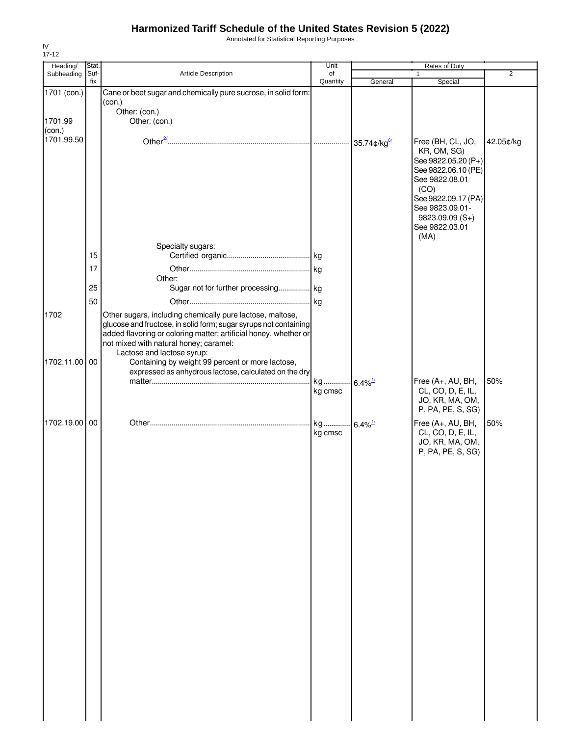# Harmonized Tariff Schedule of the United States Revision 5 (2022)

Annotated for Statistical Reporting Purposes

IV
17-12

| Heading/ Subheading | Stat. Suf- fix | Article Description | Unit of Quantity | Rates of Duty 1 General | Special | 2 |
|---|---|---|---|---|---|---|
| 1701 (con.) | | Cane or beet sugar and chemically pure sucrose, in solid form: (con.) | | | | |
| | | Other: (con.) | | | | |
| 1701.99 (con.) | | Other: (con.) | | | | |
| 1701.99.50 | | Other[2/] | | 35.74¢/kg[6/] | Free (BH, CL, JO, KR, OM, SG) See 9822.05.20 (P+) See 9822.06.10 (PE) See 9822.08.01 (CO) See 9822.09.17 (PA) See 9823.09.01-9823.09.09 (S+) See 9822.03.01 (MA) | 42.05¢/kg |
| | | Specialty sugars: | | | | |
| | 15 | Certified organic | kg | | | |
| | 17 | Other | kg | | | |
| | | Other: | | | | |
| | 25 | Sugar not for further processing | kg | | | |
| | 50 | Other | kg | | | |
| 1702 | | Other sugars, including chemically pure lactose, maltose, glucose and fructose, in solid form; sugar syrups not containing added flavoring or coloring matter; artificial honey, whether or not mixed with natural honey; caramel: | | | | |
| | | Lactose and lactose syrup: | | | | |
| 1702.11.00 | 00 | Containing by weight 99 percent or more lactose, expressed as anhydrous lactose, calculated on the dry matter | kg kg cmsc | 6.4%[1/] | Free (A+, AU, BH, CL, CO, D, E, IL, JO, KR, MA, OM, P, PA, PE, S, SG) | 50% |
| 1702.19.00 | 00 | Other | kg kg cmsc | 6.4%[1/] | Free (A+, AU, BH, CL, CO, D, E, IL, JO, KR, MA, OM, P, PA, PE, S, SG) | 50% |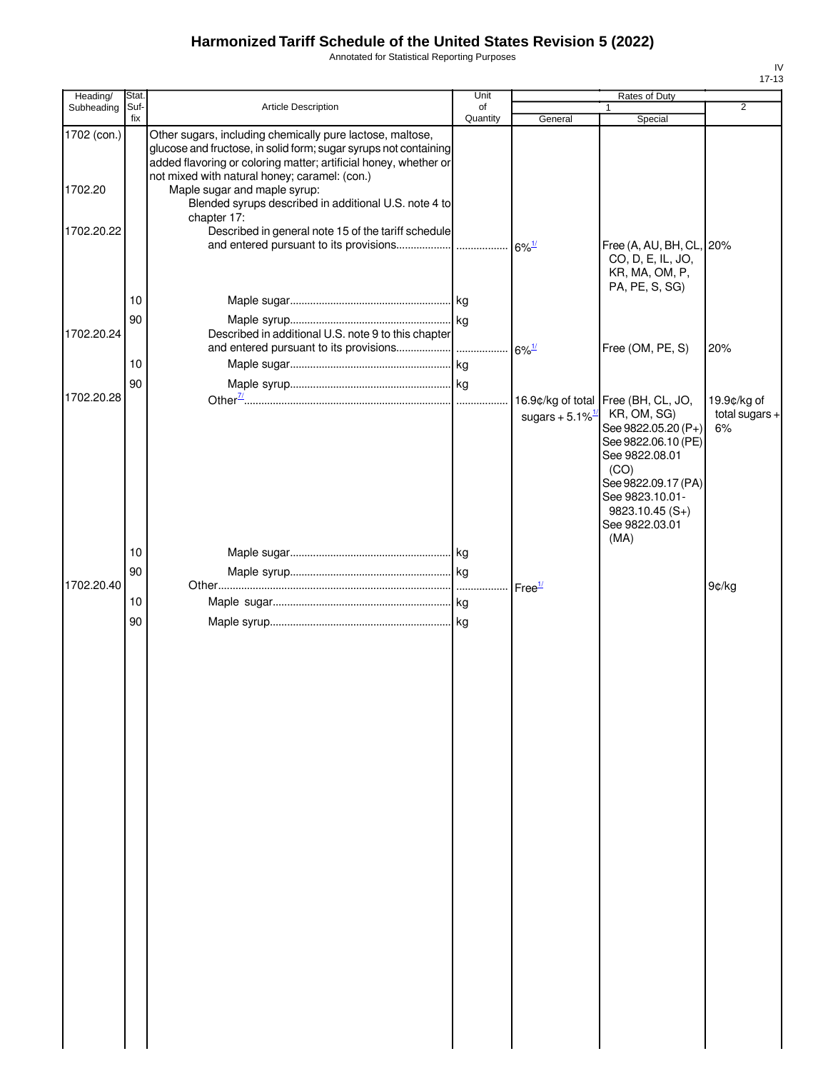# Harmonized Tariff Schedule of the United States Revision 5 (2022)

Annotated for Statistical Reporting Purposes

| Heading/ Subheading | Stat. Suf- fix | Article Description | Unit of Quantity | Rates of Duty 1 General | Rates of Duty 1 Special | Rates of Duty 2 |
|---|---|---|---|---|---|---|
| 1702 (con.) | | Other sugars, including chemically pure lactose, maltose, glucose and fructose, in solid form; sugar syrups not containing added flavoring or coloring matter; artificial honey, whether or not mixed with natural honey; caramel: (con.) | | | | |
| 1702.20 | | Maple sugar and maple syrup: | | | | |
| | | Blended syrups described in additional U.S. note 4 to chapter 17: | | | | |
| 1702.20.22 | | Described in general note 15 of the tariff schedule and entered pursuant to its provisions | | 6%[1/] | Free (A, AU, BH, CL, CO, D, E, IL, JO, KR, MA, OM, P, PA, PE, S, SG) | 20% |
| | 10 | Maple sugar | kg | | | |
| | 90 | Maple syrup | kg | | | |
| 1702.20.24 | | Described in additional U.S. note 9 to this chapter and entered pursuant to its provisions | | 6%[1/] | Free (OM, PE, S) | 20% |
| | 10 | Maple sugar | kg | | | |
| | 90 | Maple syrup | kg | | | |
| 1702.20.28 | | Other[7/] | | 16.9¢/kg of total sugars + 5.1%[1/] | Free (BH, CL, JO, KR, OM, SG) See 9822.05.20 (P+) See 9822.06.10 (PE) See 9822.08.01 (CO) See 9822.09.17 (PA) See 9823.10.01-9823.10.45 (S+) See 9822.03.01 (MA) | 19.9¢/kg of total sugars + 6% |
| | 10 | Maple sugar | kg | | | |
| | 90 | Maple syrup | kg | | | |
| 1702.20.40 | | Other | | Free[1/] | | 9¢/kg |
| | 10 | Maple sugar | kg | | | |
| | 90 | Maple syrup | kg | | | |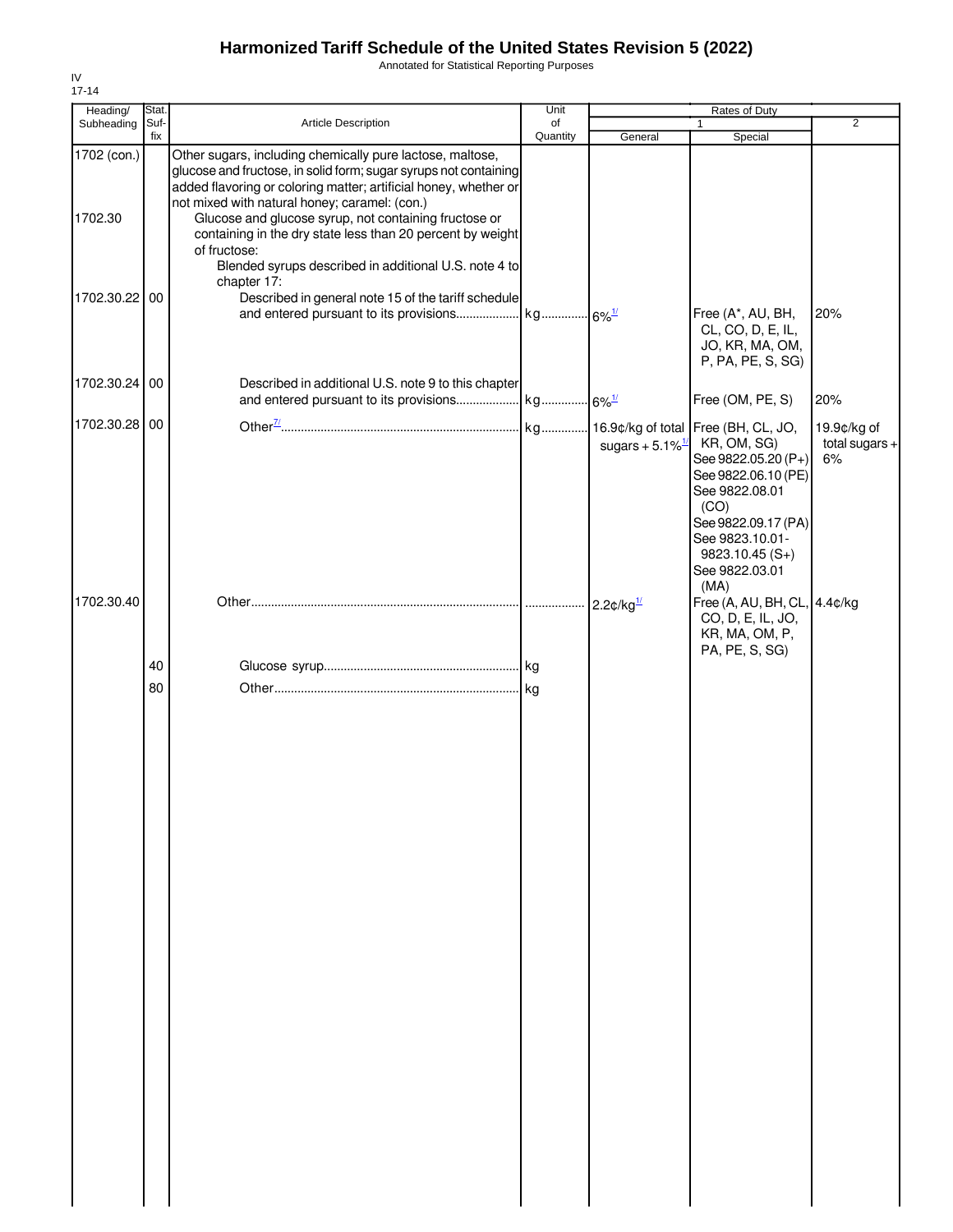# Harmonized Tariff Schedule of the United States Revision 5 (2022)

Annotated for Statistical Reporting Purposes

IV
17-14

| Heading/ Subheading | Stat. Suf- fix | Article Description | Unit of Quantity | Rates of Duty 1 General | Special | 2 |
|---|---|---|---|---|---|---|
| 1702 (con.) | | Other sugars, including chemically pure lactose, maltose, glucose and fructose, in solid form; sugar syrups not containing added flavoring or coloring matter; artificial honey, whether or not mixed with natural honey; caramel: (con.) | | | | |
| 1702.30 | | Glucose and glucose syrup, not containing fructose or containing in the dry state less than 20 percent by weight of fructose: | | | | |
| | | Blended syrups described in additional U.S. note 4 to chapter 17: | | | | |
| 1702.30.22 | 00 | Described in general note 15 of the tariff schedule and entered pursuant to its provisions | kg | 6%[1/] | Free (A*, AU, BH, CL, CO, D, E, IL, JO, KR, MA, OM, P, PA, PE, S, SG) | 20% |
| 1702.30.24 | 00 | Described in additional U.S. note 9 to this chapter and entered pursuant to its provisions | kg | 6%[1/] | Free (OM, PE, S) | 20% |
| 1702.30.28 | 00 | Other[7/] | kg | 16.9¢/kg of total sugars + 5.1%[1/] | Free (BH, CL, JO, KR, OM, SG) See 9822.05.20 (P+) See 9822.06.10 (PE) See 9822.08.01 (CO) See 9822.09.17 (PA) See 9823.10.01-9823.10.45 (S+) See 9822.03.01 (MA) | 19.9¢/kg of total sugars + 6% |
| 1702.30.40 | | Other | | 2.2¢/kg[1/] | Free (A, AU, BH, CL, CO, D, E, IL, JO, KR, MA, OM, P, PA, PE, S, SG) | 4.4¢/kg |
| | 40 | Glucose syrup | kg | | | |
| | 80 | Other | kg | | | |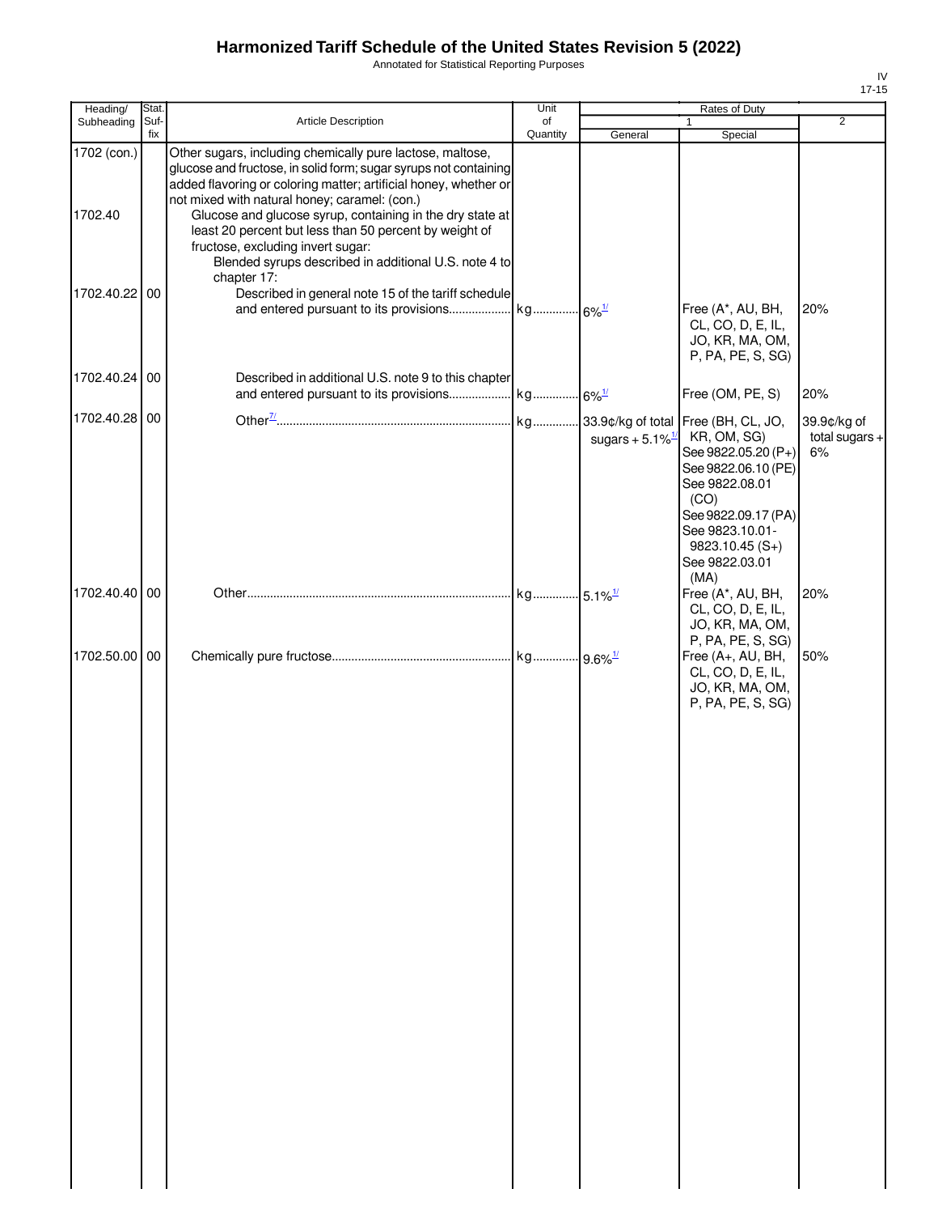# Harmonized Tariff Schedule of the United States Revision 5 (2022)

Annotated for Statistical Reporting Purposes

IV
17-15

| Heading/ Subheading | Stat. Suf- fix | Article Description | Unit of Quantity | Rates of Duty 1 General | Special | 2 |
|---|---|---|---|---|---|---|
| 1702 (con.) | | Other sugars, including chemically pure lactose, maltose, glucose and fructose, in solid form; sugar syrups not containing added flavoring or coloring matter; artificial honey, whether or not mixed with natural honey; caramel: (con.) | | | | |
| 1702.40 | | Glucose and glucose syrup, containing in the dry state at least 20 percent but less than 50 percent by weight of fructose, excluding invert sugar: | | | | |
| | | Blended syrups described in additional U.S. note 4 to chapter 17: | | | | |
| 1702.40.22 | 00 | Described in general note 15 of the tariff schedule and entered pursuant to its provisions | kg | 6%[1/] | Free (A*, AU, BH, CL, CO, D, E, IL, JO, KR, MA, OM, P, PA, PE, S, SG) | 20% |
| 1702.40.24 | 00 | Described in additional U.S. note 9 to this chapter and entered pursuant to its provisions | kg | 6%[1/] | Free (OM, PE, S) | 20% |
| 1702.40.28 | 00 | Other[7/] | kg | 33.9¢/kg of total sugars + 5.1%[1/] | Free (BH, CL, JO, KR, OM, SG) See 9822.05.20 (P+) See 9822.06.10 (PE) See 9822.08.01 (CO) See 9822.09.17 (PA) See 9823.10.01-9823.10.45 (S+) See 9822.03.01 (MA) | 39.9¢/kg of total sugars + 6% |
| 1702.40.40 | 00 | Other | kg | 5.1%[1/] | Free (A*, AU, BH, CL, CO, D, E, IL, JO, KR, MA, OM, P, PA, PE, S, SG) | 20% |
| 1702.50.00 | 00 | Chemically pure fructose | kg | 9.6%[1/] | Free (A+, AU, BH, CL, CO, D, E, IL, JO, KR, MA, OM, P, PA, PE, S, SG) | 50% |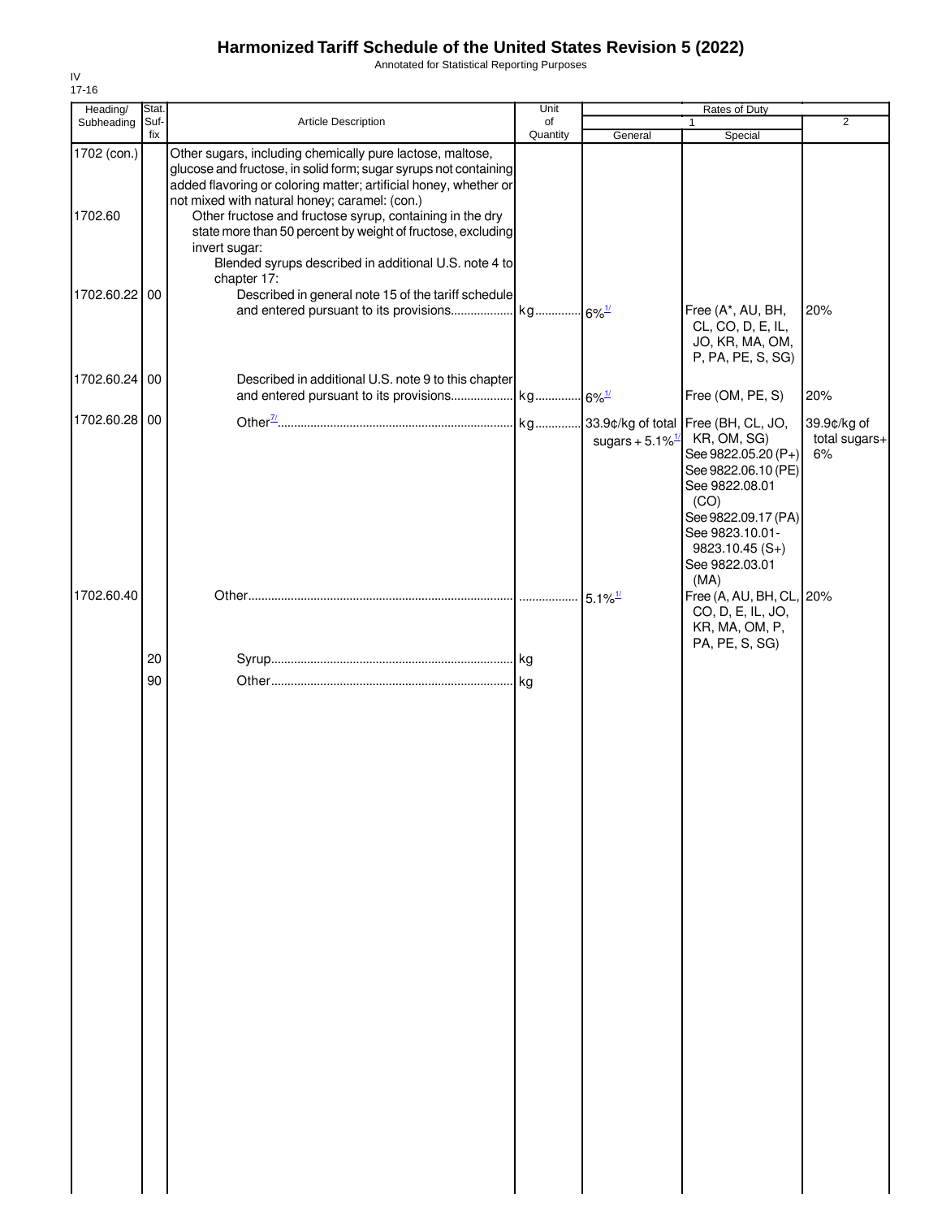# Harmonized Tariff Schedule of the United States Revision 5 (2022)

Annotated for Statistical Reporting Purposes

IV
17-16

| Heading/ Subheading | Stat. Suffix | Article Description | Unit of Quantity | Rates of Duty 1 General | Special | 2 |
|---|---|---|---|---|---|---|
| 1702 (con.) | | Other sugars, including chemically pure lactose, maltose, glucose and fructose, in solid form; sugar syrups not containing added flavoring or coloring matter; artificial honey, whether or not mixed with natural honey; caramel: (con.) | | | | |
| 1702.60 | | Other fructose and fructose syrup, containing in the dry state more than 50 percent by weight of fructose, excluding invert sugar: | | | | |
| | | Blended syrups described in additional U.S. note 4 to chapter 17: | | | | |
| 1702.60.22 | 00 | Described in general note 15 of the tariff schedule and entered pursuant to its provisions | kg | 6%[1/] | Free (A*, AU, BH, CL, CO, D, E, IL, JO, KR, MA, OM, P, PA, PE, S, SG) | 20% |
| 1702.60.24 | 00 | Described in additional U.S. note 9 to this chapter and entered pursuant to its provisions | kg | 6%[1/] | Free (OM, PE, S) | 20% |
| 1702.60.28 | 00 | Other[7/] | kg | 33.9¢/kg of total sugars + 5.1%[1/] | Free (BH, CL, JO, KR, OM, SG) See 9822.05.20 (P+) See 9822.06.10 (PE) See 9822.08.01 (CO) See 9822.09.17 (PA) See 9823.10.01-9823.10.45 (S+) See 9822.03.01 (MA) | 39.9¢/kg of total sugars+ 6% |
| 1702.60.40 | | Other | | 5.1%[1/] | Free (A, AU, BH, CL, CO, D, E, IL, JO, KR, MA, OM, P, PA, PE, S, SG) | 20% |
| | 20 | Syrup | kg | | | |
| | 90 | Other | kg | | | |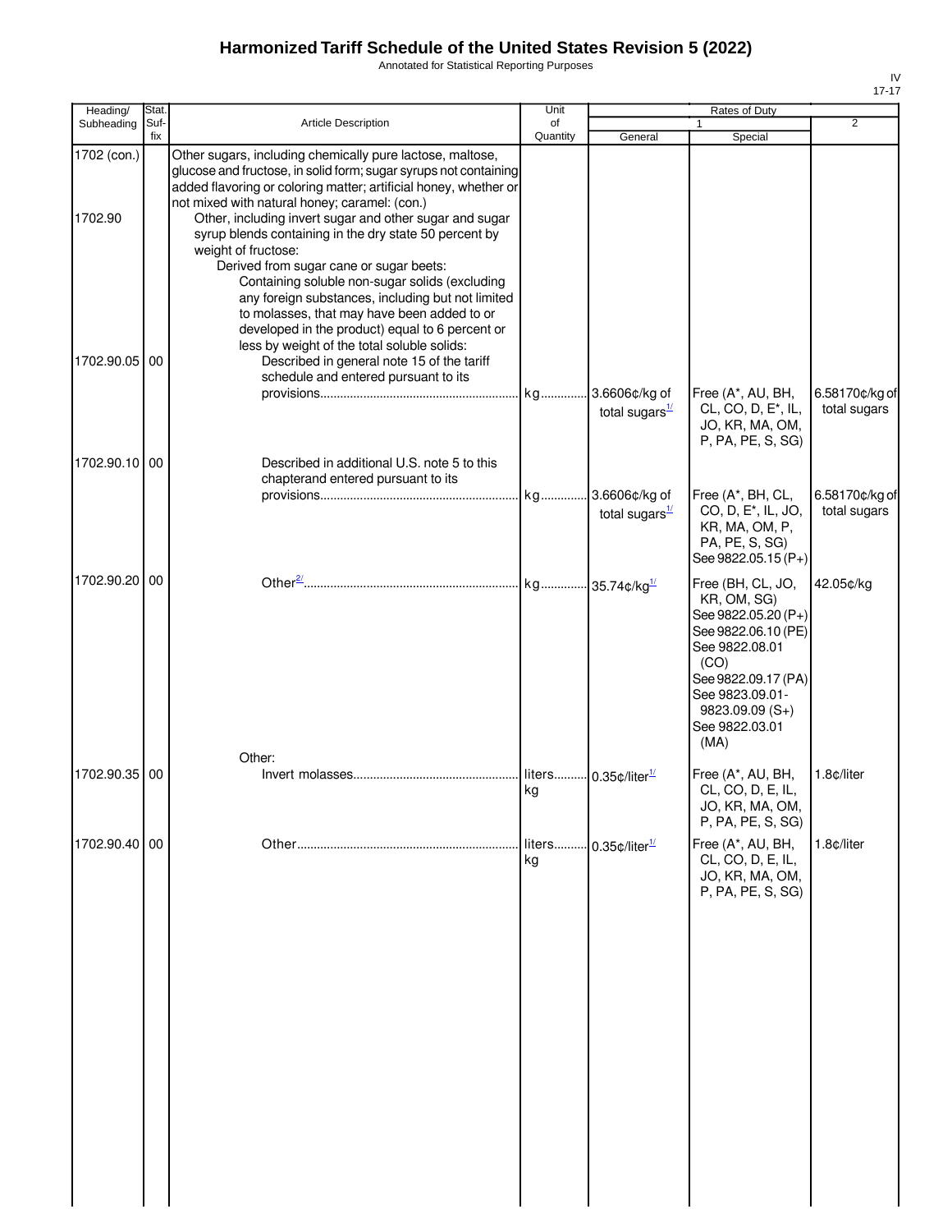# Harmonized Tariff Schedule of the United States Revision 5 (2022)

Annotated for Statistical Reporting Purposes

IV
17-17

| Heading/ Subheading | Stat. Suf- fix | Article Description | Unit of Quantity | Rates of Duty 1 General | Rates of Duty 1 Special | Rates of Duty 2 |
|---|---|---|---|---|---|---|
| 1702 (con.) | | Other sugars, including chemically pure lactose, maltose, glucose and fructose, in solid form; sugar syrups not containing added flavoring or coloring matter; artificial honey, whether or not mixed with natural honey; caramel: (con.) | | | | |
| 1702.90 | | Other, including invert sugar and other sugar and sugar syrup blends containing in the dry state 50 percent by weight of fructose: | | | | |
| | | Derived from sugar cane or sugar beets: | | | | |
| | | Containing soluble non-sugar solids (excluding any foreign substances, including but not limited to molasses, that may have been added to or developed in the product) equal to 6 percent or less by weight of the total soluble solids: | | | | |
| 1702.90.05 | 00 | Described in general note 15 of the tariff schedule and entered pursuant to its provisions | kg | 3.6606¢/kg of total sugars[1/] | Free (A*, AU, BH, CL, CO, D, E*, IL, JO, KR, MA, OM, P, PA, PE, S, SG) | 6.58170¢/kg of total sugars |
| 1702.90.10 | 00 | Described in additional U.S. note 5 to this chapterand entered pursuant to its provisions | kg | 3.6606¢/kg of total sugars[1/] | Free (A*, BH, CL, CO, D, E*, IL, JO, KR, MA, OM, P, PA, PE, S, SG) See 9822.05.15 (P+) | 6.58170¢/kg of total sugars |
| 1702.90.20 | 00 | Other[2/] | kg | 35.74¢/kg[1/] | Free (BH, CL, JO, KR, OM, SG) See 9822.05.20 (P+) See 9822.06.10 (PE) See 9822.08.01 (CO) See 9822.09.17 (PA) See 9823.09.01-9823.09.09 (S+) See 9822.03.01 (MA) | 42.05¢/kg |
| | | Other: | | | | |
| 1702.90.35 | 00 | Invert molasses | liters kg | 0.35¢/liter[1/] | Free (A*, AU, BH, CL, CO, D, E, IL, JO, KR, MA, OM, P, PA, PE, S, SG) | 1.8¢/liter |
| 1702.90.40 | 00 | Other | liters kg | 0.35¢/liter[1/] | Free (A*, AU, BH, CL, CO, D, E, IL, JO, KR, MA, OM, P, PA, PE, S, SG) | 1.8¢/liter |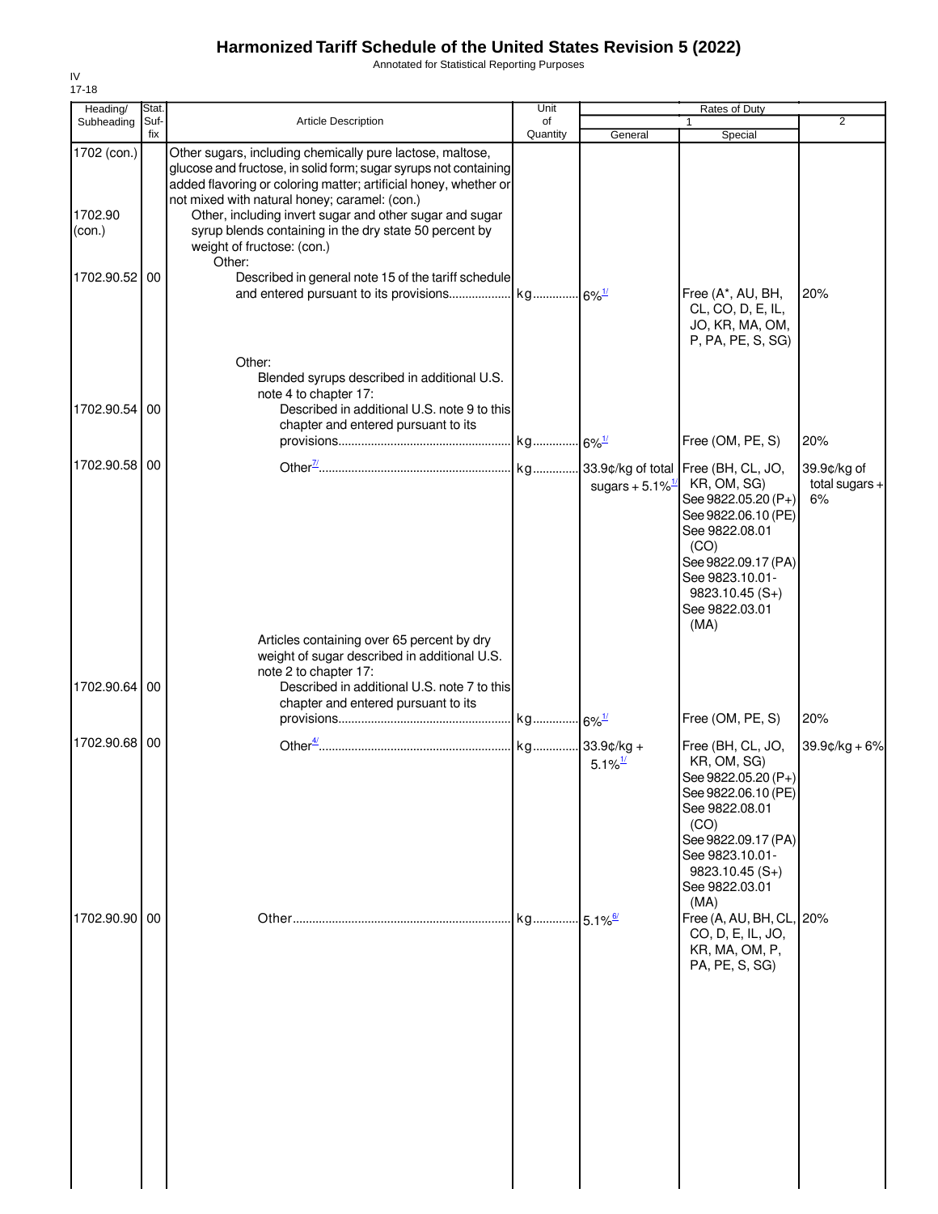# Harmonized Tariff Schedule of the United States Revision 5 (2022)

Annotated for Statistical Reporting Purposes

IV
17-18

| Heading/ Subheading | Stat. Suf- fix | Article Description | Unit of Quantity | Rates of Duty 1 General | Special | 2 |
|---|---|---|---|---|---|---|
| 1702 (con.) | | Other sugars, including chemically pure lactose, maltose, glucose and fructose, in solid form; sugar syrups not containing added flavoring or coloring matter; artificial honey, whether or not mixed with natural honey; caramel: (con.) | | | | |
| 1702.90 (con.) | | Other, including invert sugar and other sugar and sugar syrup blends containing in the dry state 50 percent by weight of fructose: (con.) | | | | |
| | | Other: | | | | |
| 1702.90.52 | 00 | Described in general note 15 of the tariff schedule and entered pursuant to its provisions | kg | 6%[1/] | Free (A*, AU, BH, CL, CO, D, E, IL, JO, KR, MA, OM, P, PA, PE, S, SG) | 20% |
| | | Other: | | | | |
| | | Blended syrups described in additional U.S. note 4 to chapter 17: | | | | |
| 1702.90.54 | 00 | Described in additional U.S. note 9 to this chapter and entered pursuant to its provisions | kg | 6%[1/] | Free (OM, PE, S) | 20% |
| 1702.90.58 | 00 | Other[7/] | kg | 33.9¢/kg of total sugars + 5.1%[1/] | Free (BH, CL, JO, KR, OM, SG) See 9822.05.20 (P+) See 9822.06.10 (PE) See 9822.08.01 (CO) See 9822.09.17 (PA) See 9823.10.01-9823.10.45 (S+) See 9822.03.01 (MA) | 39.9¢/kg of total sugars + 6% |
| | | Articles containing over 65 percent by dry weight of sugar described in additional U.S. note 2 to chapter 17: | | | | |
| 1702.90.64 | 00 | Described in additional U.S. note 7 to this chapter and entered pursuant to its provisions | kg | 6%[1/] | Free (OM, PE, S) | 20% |
| 1702.90.68 | 00 | Other[4/] | kg | 33.9¢/kg + 5.1%[1/] | Free (BH, CL, JO, KR, OM, SG) See 9822.05.20 (P+) See 9822.06.10 (PE) See 9822.08.01 (CO) See 9822.09.17 (PA) See 9823.10.01-9823.10.45 (S+) See 9822.03.01 (MA) | 39.9¢/kg + 6% |
| 1702.90.90 | 00 | Other | kg | 5.1%[6/] | Free (A, AU, BH, CL, CO, D, E, IL, JO, KR, MA, OM, P, PA, PE, S, SG) | 20% |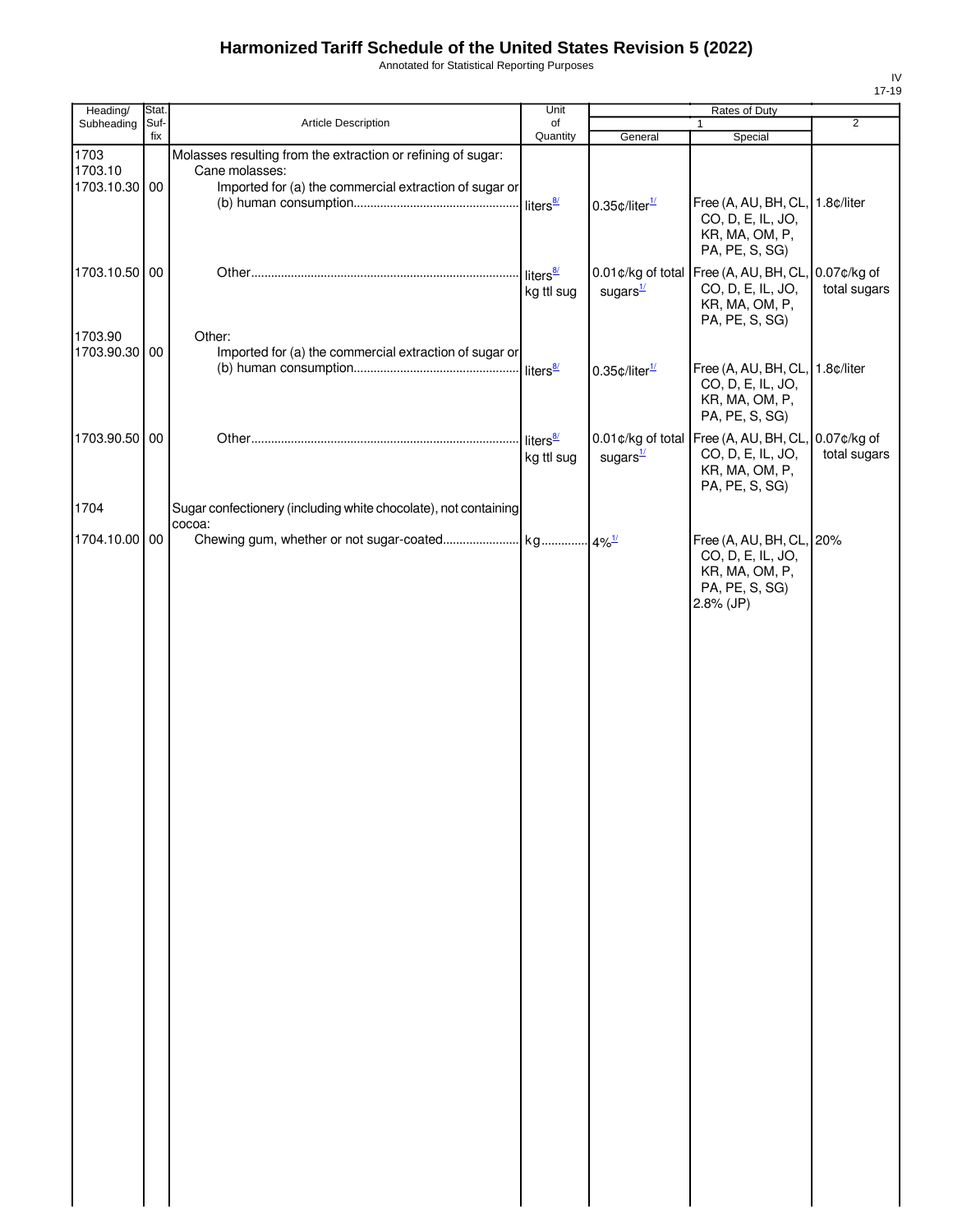# Harmonized Tariff Schedule of the United States Revision 5 (2022)

Annotated for Statistical Reporting Purposes

IV
17-19

| Heading/ Subheading | Stat. Suf- fix | Article Description | Unit of Quantity | Rates of Duty 1 General | Special | 2 |
|---|---|---|---|---|---|---|
| 1703 | | Molasses resulting from the extraction or refining of sugar: | | | | |
| 1703.10 | | Cane molasses: | | | | |
| 1703.10.30 | 00 | Imported for (a) the commercial extraction of sugar or (b) human consumption | liters[8/] | 0.35¢/liter[1/] | Free (A, AU, BH, CL, CO, D, E, IL, JO, KR, MA, OM, P, PA, PE, S, SG) | 1.8¢/liter |
| 1703.10.50 | 00 | Other | liters[8/] kg ttl sug | 0.01¢/kg of total sugars[1/] | Free (A, AU, BH, CL, CO, D, E, IL, JO, KR, MA, OM, P, PA, PE, S, SG) | 0.07¢/kg of total sugars |
| 1703.90 | | Other: | | | | |
| 1703.90.30 | 00 | Imported for (a) the commercial extraction of sugar or (b) human consumption | liters[8/] | 0.35¢/liter[1/] | Free (A, AU, BH, CL, CO, D, E, IL, JO, KR, MA, OM, P, PA, PE, S, SG) | 1.8¢/liter |
| 1703.90.50 | 00 | Other | liters[8/] kg ttl sug | 0.01¢/kg of total sugars[1/] | Free (A, AU, BH, CL, CO, D, E, IL, JO, KR, MA, OM, P, PA, PE, S, SG) | 0.07¢/kg of total sugars |
| 1704 | | Sugar confectionery (including white chocolate), not containing cocoa: | | | | |
| 1704.10.00 | 00 | Chewing gum, whether or not sugar-coated | kg | 4%[1/] | Free (A, AU, BH, CL, CO, D, E, IL, JO, KR, MA, OM, P, PA, PE, S, SG) 2.8% (JP) | 20% |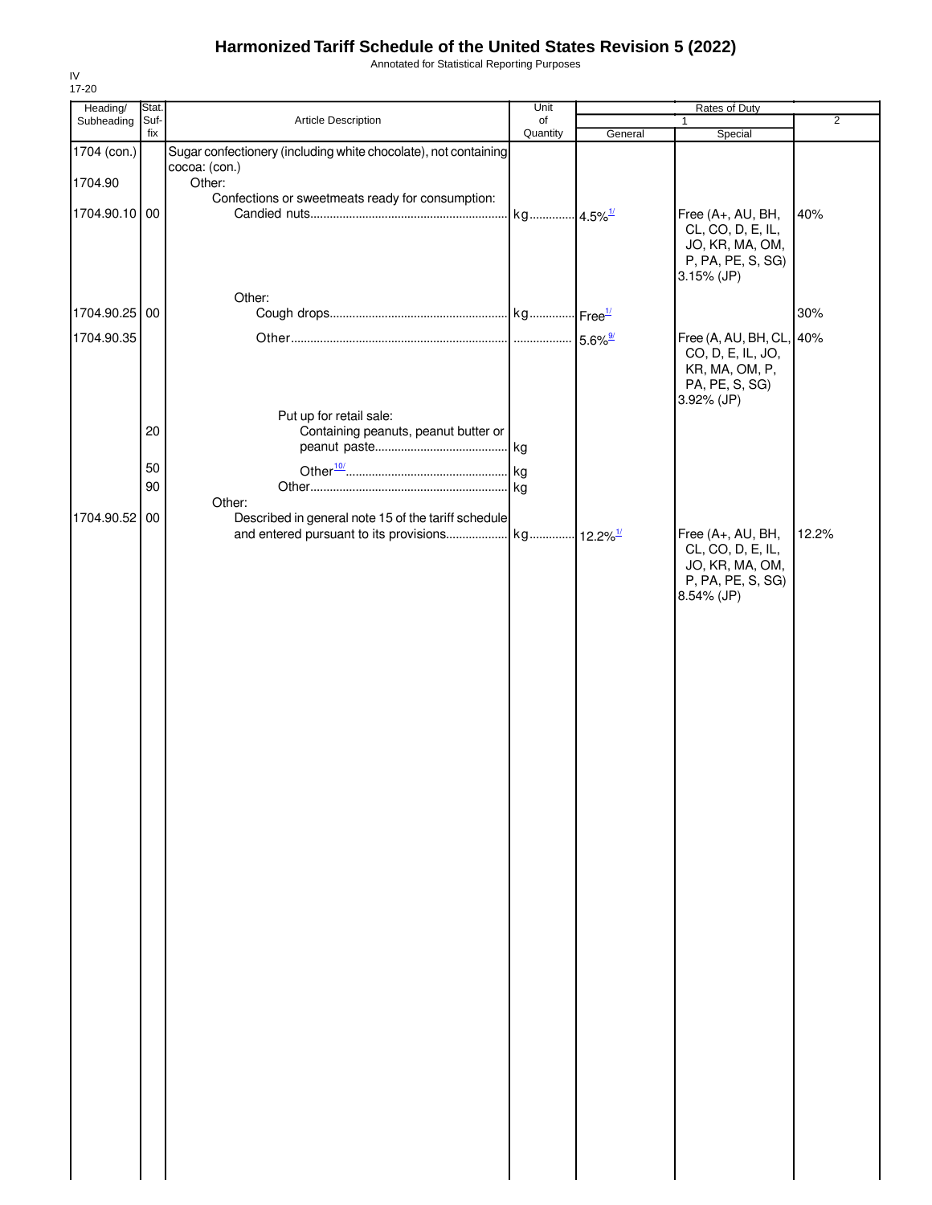# Harmonized Tariff Schedule of the United States Revision 5 (2022)

Annotated for Statistical Reporting Purposes

IV
17-20

| Heading/ Subheading | Stat. Suf- fix | Article Description | Unit of Quantity | Rates of Duty 1 General | Special | 2 |
|---|---|---|---|---|---|---|
| 1704 (con.) | | Sugar confectionery (including white chocolate), not containing cocoa: (con.) | | | | |
| 1704.90 | | Other: | | | | |
| | | Confections or sweetmeats ready for consumption: | | | | |
| 1704.90.10 | 00 | Candied nuts | kg | 4.5%[1/] | Free (A+, AU, BH, CL, CO, D, E, IL, JO, KR, MA, OM, P, PA, PE, S, SG) 3.15% (JP) | 40% |
| | | Other: | | | | |
| 1704.90.25 | 00 | Cough drops | kg | Free[1/] | | 30% |
| 1704.90.35 | | Other | | 5.6%[9/] | Free (A, AU, BH, CL, CO, D, E, IL, JO, KR, MA, OM, P, PA, PE, S, SG) 3.92% (JP) | 40% |
| | | Put up for retail sale: | | | | |
| | 20 | Containing peanuts, peanut butter or peanut paste | kg | | | |
| | 50 | Other[10/] | kg | | | |
| | 90 | Other | kg | | | |
| | | Other: | | | | |
| 1704.90.52 | 00 | Described in general note 15 of the tariff schedule and entered pursuant to its provisions | kg | 12.2%[1/] | Free (A+, AU, BH, CL, CO, D, E, IL, JO, KR, MA, OM, P, PA, PE, S, SG) 8.54% (JP) | 12.2% |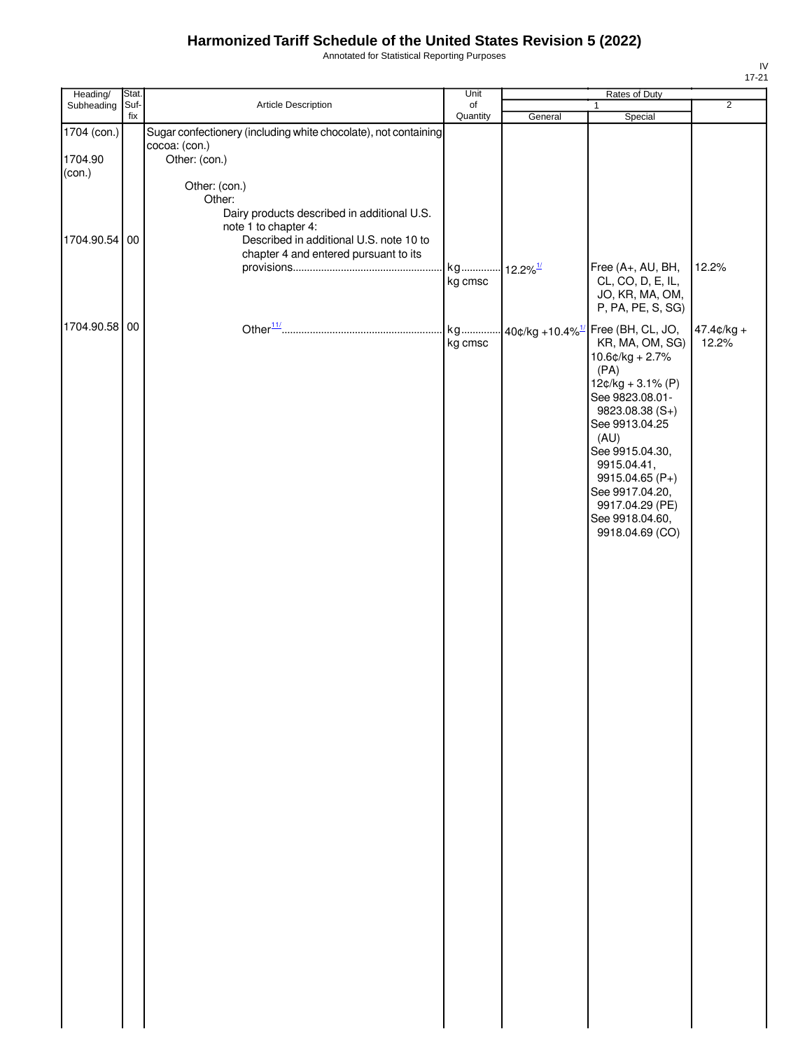# Harmonized Tariff Schedule of the United States Revision 5 (2022)

Annotated for Statistical Reporting Purposes

IV
17-21

| Heading/ Subheading | Stat. Suf- fix | Article Description | Unit of Quantity | Rates of Duty 1 General | Rates of Duty 1 Special | Rates of Duty 2 |
|---|---|---|---|---|---|---|
| 1704 (con.) | | Sugar confectionery (including white chocolate), not containing cocoa: (con.) | | | | |
| 1704.90 (con.) | | Other: (con.) | | | | |
| | | Other: (con.) | | | | |
| | | Other: | | | | |
| | | Dairy products described in additional U.S. note 1 to chapter 4: | | | | |
| 1704.90.54 | 00 | Described in additional U.S. note 10 to chapter 4 and entered pursuant to its provisions | kg kg cmsc | 12.2%[1/] | Free (A+, AU, BH, CL, CO, D, E, IL, JO, KR, MA, OM, P, PA, PE, S, SG) | 12.2% |
| 1704.90.58 | 00 | Other[11/] | kg kg cmsc | 40¢/kg +10.4%[1/] | Free (BH, CL, JO, KR, MA, OM, SG) 10.6¢/kg + 2.7% (PA) 12¢/kg + 3.1% (P) See 9823.08.01-9823.08.38 (S+) See 9913.04.25 (AU) See 9915.04.30, 9915.04.41, 9915.04.65 (P+) See 9917.04.20, 9917.04.29 (PE) See 9918.04.60, 9918.04.69 (CO) | 47.4¢/kg + 12.2% |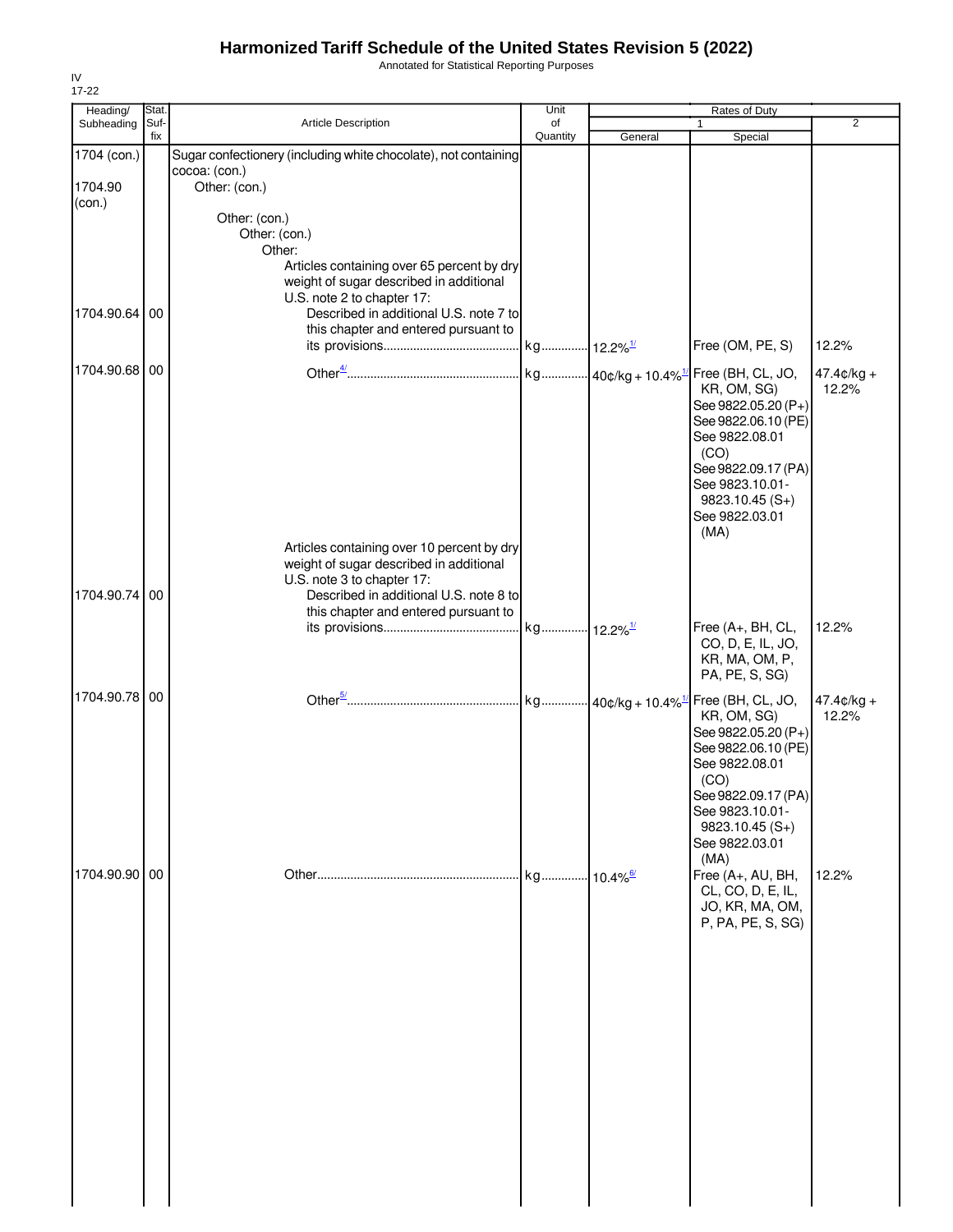# Harmonized Tariff Schedule of the United States Revision 5 (2022)

Annotated for Statistical Reporting Purposes

IV
17-22

| Heading/ Subheading | Stat. Suf-fix | Article Description | Unit of Quantity | Rates of Duty 1 General | Special | 2 |
|---|---|---|---|---|---|---|
| 1704 (con.) | | Sugar confectionery (including white chocolate), not containing cocoa: (con.) | | | | |
| 1704.90 (con.) | | Other: (con.) | | | | |
| | | Other: (con.) | | | | |
| | | Other: (con.) | | | | |
| | | Other: | | | | |
| | | Articles containing over 65 percent by dry weight of sugar described in additional U.S. note 2 to chapter 17: | | | | |
| 1704.90.64 | 00 | Described in additional U.S. note 7 to this chapter and entered pursuant to its provisions | kg | 12.2%[1/] | Free (OM, PE, S) | 12.2% |
| 1704.90.68 | 00 | Other[4/] | kg | 40¢/kg + 10.4%[1/] | Free (BH, CL, JO, KR, OM, SG) See 9822.05.20 (P+) See 9822.06.10 (PE) See 9822.08.01 (CO) See 9822.09.17 (PA) See 9823.10.01-9823.10.45 (S+) See 9822.03.01 (MA) | 47.4¢/kg + 12.2% |
| | | Articles containing over 10 percent by dry weight of sugar described in additional U.S. note 3 to chapter 17: | | | | |
| 1704.90.74 | 00 | Described in additional U.S. note 8 to this chapter and entered pursuant to its provisions | kg | 12.2%[1/] | Free (A+, BH, CL, CO, D, E, IL, JO, KR, MA, OM, P, PA, PE, S, SG) | 12.2% |
| 1704.90.78 | 00 | Other[5/] | kg | 40¢/kg + 10.4%[1/] | Free (BH, CL, JO, KR, OM, SG) See 9822.05.20 (P+) See 9822.06.10 (PE) See 9822.08.01 (CO) See 9822.09.17 (PA) See 9823.10.01-9823.10.45 (S+) See 9822.03.01 (MA) | 47.4¢/kg + 12.2% |
| 1704.90.90 | 00 | Other | kg | 10.4%[6/] | Free (A+, AU, BH, CL, CO, D, E, IL, JO, KR, MA, OM, P, PA, PE, S, SG) | 12.2% |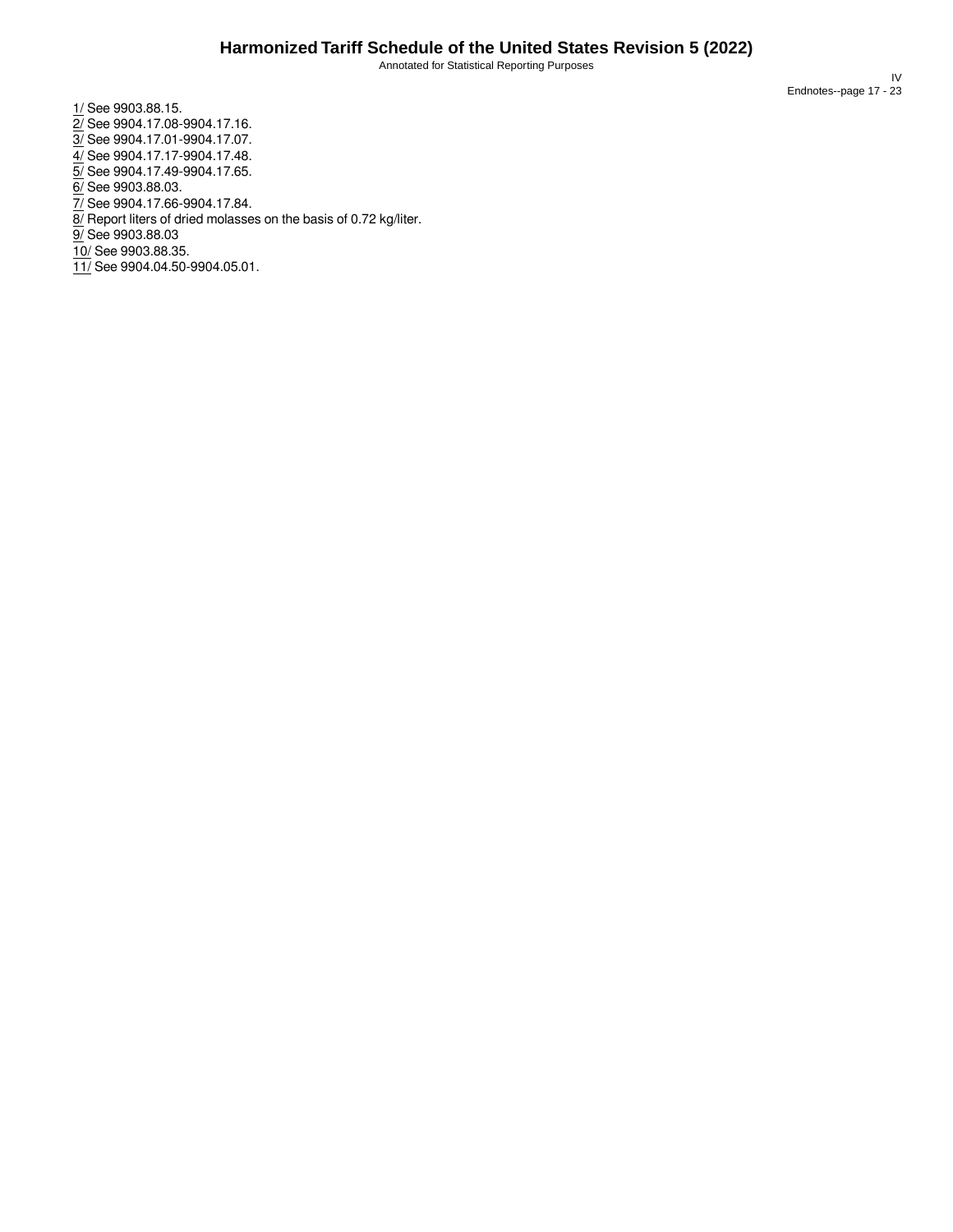1/ See 9903.88.15.
2/ See 9904.17.08-9904.17.16.
3/ See 9904.17.01-9904.17.07.
4/ See 9904.17.17-9904.17.48.
5/ See 9904.17.49-9904.17.65.
6/ See 9903.88.03.
7/ See 9904.17.66-9904.17.84.
8/ Report liters of dried molasses on the basis of 0.72 kg/liter.
9/ See 9903.88.03
10/ See 9903.88.35.
11/ See 9904.04.50-9904.05.01.